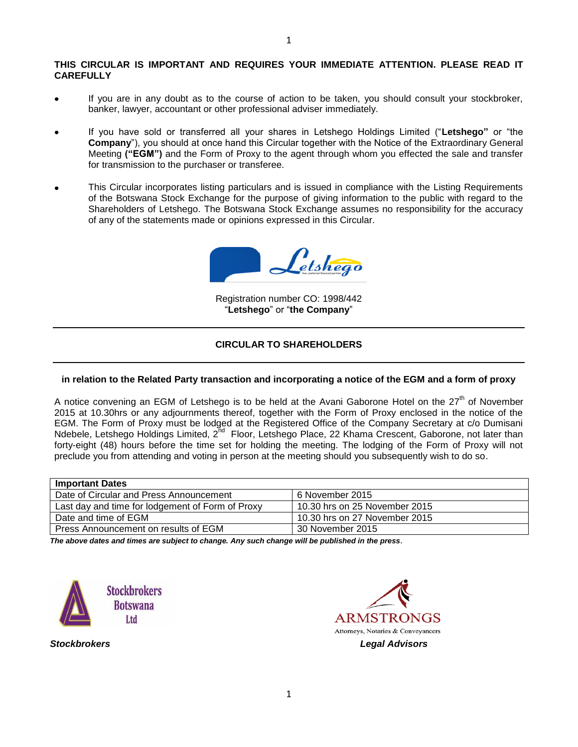**THIS CIRCULAR IS IMPORTANT AND REQUIRES YOUR IMMEDIATE ATTENTION. PLEASE READ IT CAREFULLY**

- If you are in any doubt as to the course of action to be taken, you should consult your stockbroker, banker, lawyer, accountant or other professional adviser immediately.
- If you have sold or transferred all your shares in Letshego Holdings Limited ("**Letshego"** or "the **Company**"), you should at once hand this Circular together with the Notice of the Extraordinary General Meeting **("EGM")** and the Form of Proxy to the agent through whom you effected the sale and transfer for transmission to the purchaser or transferee.
- This Circular incorporates listing particulars and is issued in compliance with the Listing Requirements of the Botswana Stock Exchange for the purpose of giving information to the public with regard to the Shareholders of Letshego. The Botswana Stock Exchange assumes no responsibility for the accuracy of any of the statements made or opinions expressed in this Circular.

Letshego
Your preferred financial partner

Registration number CO: 1998/442
"**Letshego**" or "**the Company**"

---

## CIRCULAR TO SHAREHOLDERS

---

**in relation to the Related Party transaction and incorporating a notice of the EGM and a form of proxy**

A notice convening an EGM of Letshego is to be held at the Avani Gaborone Hotel on the 27th of November 2015 at 10.30hrs or any adjournments thereof, together with the Form of Proxy enclosed in the notice of the EGM. The Form of Proxy must be lodged at the Registered Office of the Company Secretary at c/o Dumisani Ndebele, Letshego Holdings Limited, 2nd Floor, Letshego Place, 22 Khama Crescent, Gaborone, not later than forty-eight (48) hours before the time set for holding the meeting. The lodging of the Form of Proxy will not preclude you from attending and voting in person at the meeting should you subsequently wish to do so.

| **Important Dates** | |
|---|---|
| Date of Circular and Press Announcement | 6 November 2015 |
| Last day and time for lodgement of Form of Proxy | 10.30 hrs on 25 November 2015 |
| Date and time of EGM | 10.30 hrs on 27 November 2015 |
| Press Announcement on results of EGM | 30 November 2015 |

***The above dates and times are subject to change. Any such change will be published in the press.***

Stockbrokers Botswana Ltd

***Stockbrokers***

ARMSTRONGS
Attorneys, Notaries & Conveyancers

***Legal Advisors***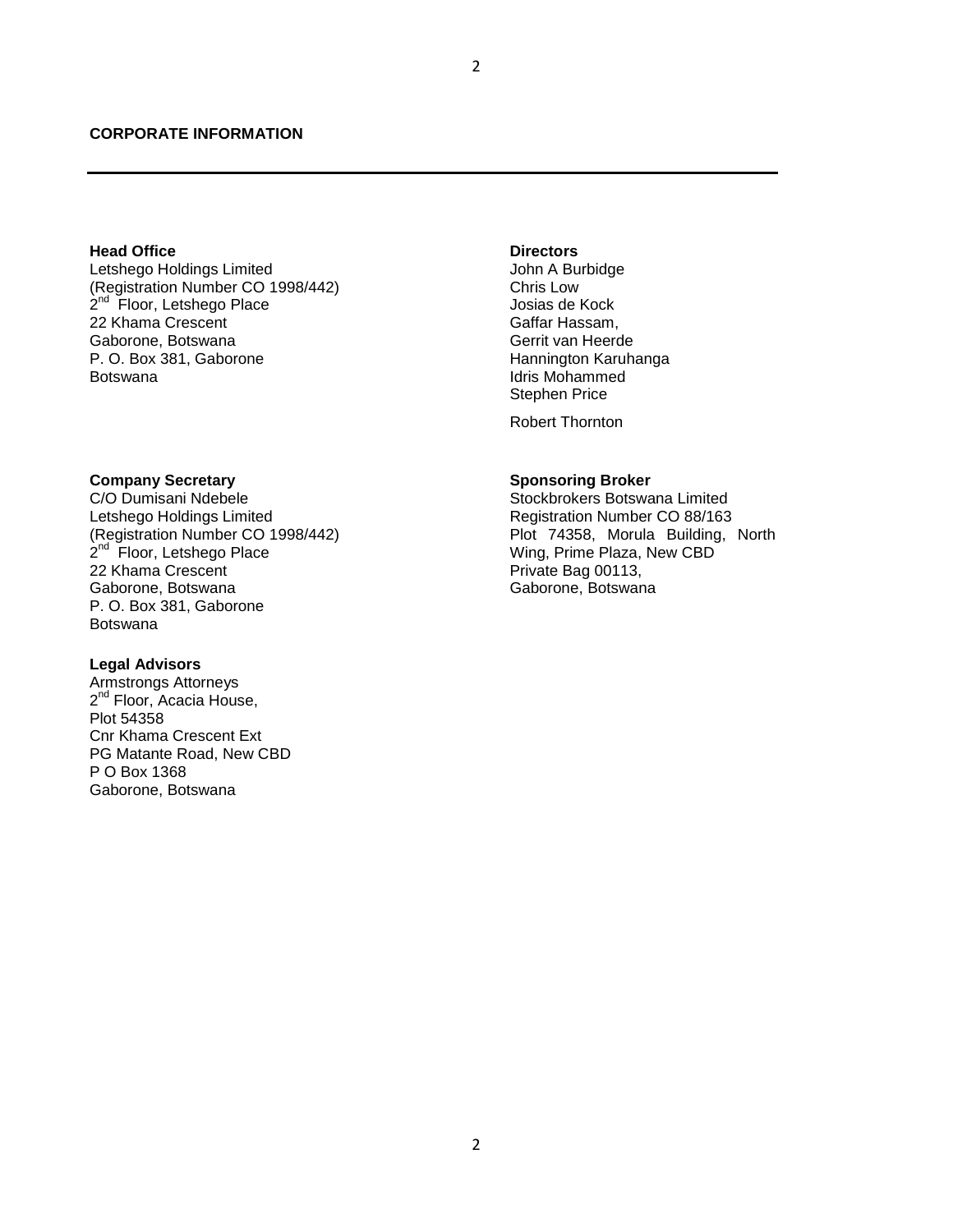## CORPORATE INFORMATION

**Head Office**
Letshego Holdings Limited
(Registration Number CO 1998/442)
2nd Floor, Letshego Place
22 Khama Crescent
Gaborone, Botswana
P. O. Box 381, Gaborone
Botswana

**Directors**
John A Burbidge
Chris Low
Josias de Kock
Gaffar Hassam,
Gerrit van Heerde
Hannington Karuhanga
Idris Mohammed
Stephen Price

Robert Thornton

**Company Secretary**
C/O Dumisani Ndebele
Letshego Holdings Limited
(Registration Number CO 1998/442)
2nd Floor, Letshego Place
22 Khama Crescent
Gaborone, Botswana
P. O. Box 381, Gaborone
Botswana

**Sponsoring Broker**
Stockbrokers Botswana Limited
Registration Number CO 88/163
Plot 74358, Morula Building, North Wing, Prime Plaza, New CBD
Private Bag 00113,
Gaborone, Botswana

**Legal Advisors**
Armstrongs Attorneys
2nd Floor, Acacia House,
Plot 54358
Cnr Khama Crescent Ext
PG Matante Road, New CBD
P O Box 1368
Gaborone, Botswana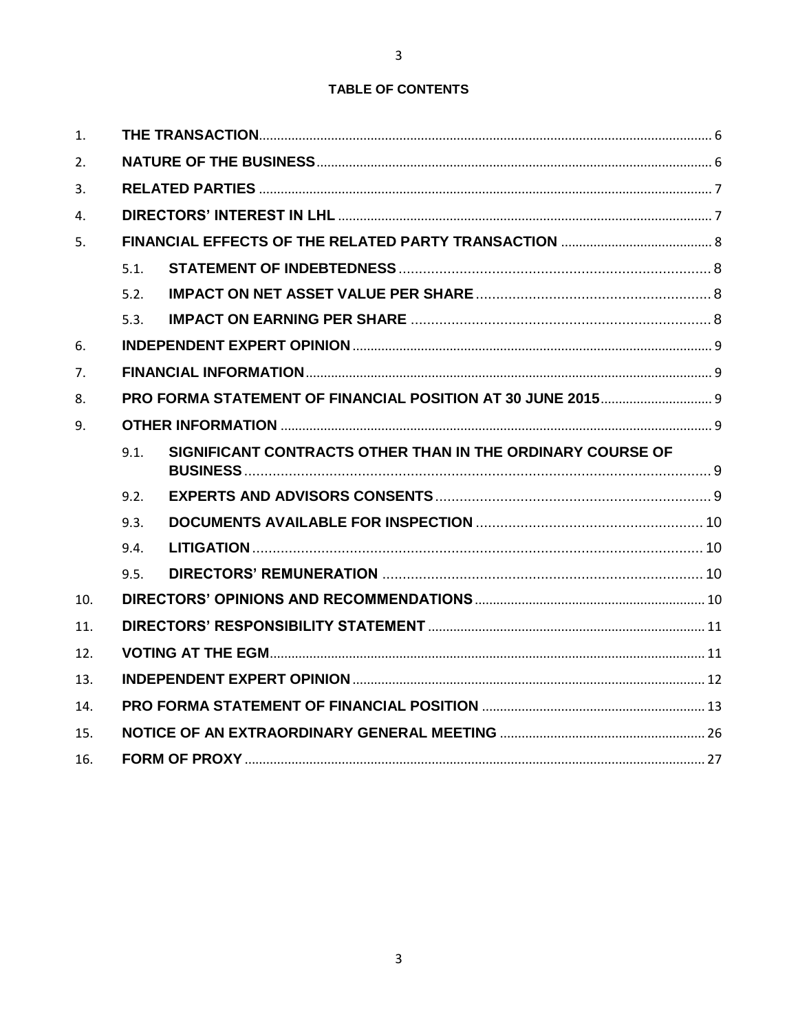# TABLE OF CONTENTS

| | | | |
|---|---|---|---|
| 1. | **THE TRANSACTION** | | 6 |
| 2. | **NATURE OF THE BUSINESS** | | 6 |
| 3. | **RELATED PARTIES** | | 7 |
| 4. | **DIRECTORS' INTEREST IN LHL** | | 7 |
| 5. | **FINANCIAL EFFECTS OF THE RELATED PARTY TRANSACTION** | | 8 |
| | 5.1. | **STATEMENT OF INDEBTEDNESS** | 8 |
| | 5.2. | **IMPACT ON NET ASSET VALUE PER SHARE** | 8 |
| | 5.3. | **IMPACT ON EARNING PER SHARE** | 8 |
| 6. | **INDEPENDENT EXPERT OPINION** | | 9 |
| 7. | **FINANCIAL INFORMATION** | | 9 |
| 8. | **PRO FORMA STATEMENT OF FINANCIAL POSITION AT 30 JUNE 2015** | | 9 |
| 9. | **OTHER INFORMATION** | | 9 |
| | 9.1. | **SIGNIFICANT CONTRACTS OTHER THAN IN THE ORDINARY COURSE OF BUSINESS** | 9 |
| | 9.2. | **EXPERTS AND ADVISORS CONSENTS** | 9 |
| | 9.3. | **DOCUMENTS AVAILABLE FOR INSPECTION** | 10 |
| | 9.4. | **LITIGATION** | 10 |
| | 9.5. | **DIRECTORS' REMUNERATION** | 10 |
| 10. | **DIRECTORS' OPINIONS AND RECOMMENDATIONS** | | 10 |
| 11. | **DIRECTORS' RESPONSIBILITY STATEMENT** | | 11 |
| 12. | **VOTING AT THE EGM** | | 11 |
| 13. | **INDEPENDENT EXPERT OPINION** | | 12 |
| 14. | **PRO FORMA STATEMENT OF FINANCIAL POSITION** | | 13 |
| 15. | **NOTICE OF AN EXTRAORDINARY GENERAL MEETING** | | 26 |
| 16. | **FORM OF PROXY** | | 27 |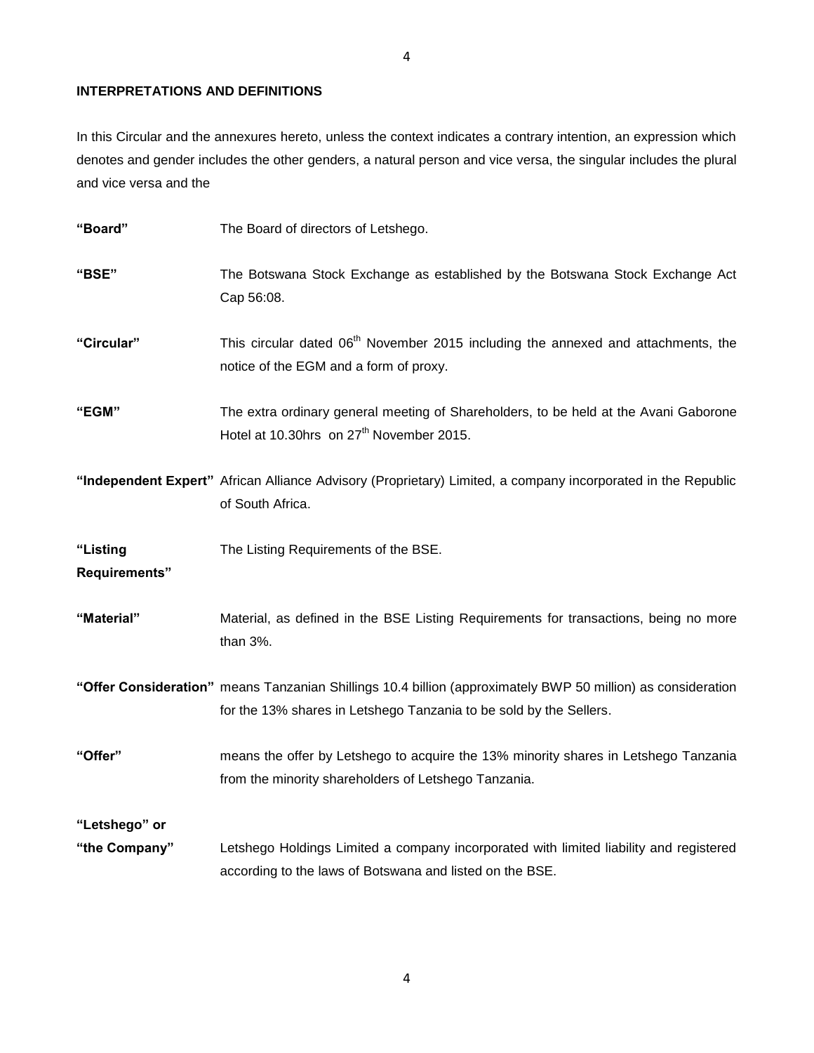## INTERPRETATIONS AND DEFINITIONS

In this Circular and the annexures hereto, unless the context indicates a contrary intention, an expression which denotes and gender includes the other genders, a natural person and vice versa, the singular includes the plural and vice versa and the

**"Board"** The Board of directors of Letshego.

**"BSE"** The Botswana Stock Exchange as established by the Botswana Stock Exchange Act Cap 56:08.

**"Circular"** This circular dated 06th November 2015 including the annexed and attachments, the notice of the EGM and a form of proxy.

**"EGM"** The extra ordinary general meeting of Shareholders, to be held at the Avani Gaborone Hotel at 10.30hrs on 27th November 2015.

**"Independent Expert"** African Alliance Advisory (Proprietary) Limited, a company incorporated in the Republic of South Africa.

**"Listing Requirements"** The Listing Requirements of the BSE.

**"Material"** Material, as defined in the BSE Listing Requirements for transactions, being no more than 3%.

**"Offer Consideration"** means Tanzanian Shillings 10.4 billion (approximately BWP 50 million) as consideration for the 13% shares in Letshego Tanzania to be sold by the Sellers.

**"Offer"** means the offer by Letshego to acquire the 13% minority shares in Letshego Tanzania from the minority shareholders of Letshego Tanzania.

**"Letshego" or "the Company"** Letshego Holdings Limited a company incorporated with limited liability and registered according to the laws of Botswana and listed on the BSE.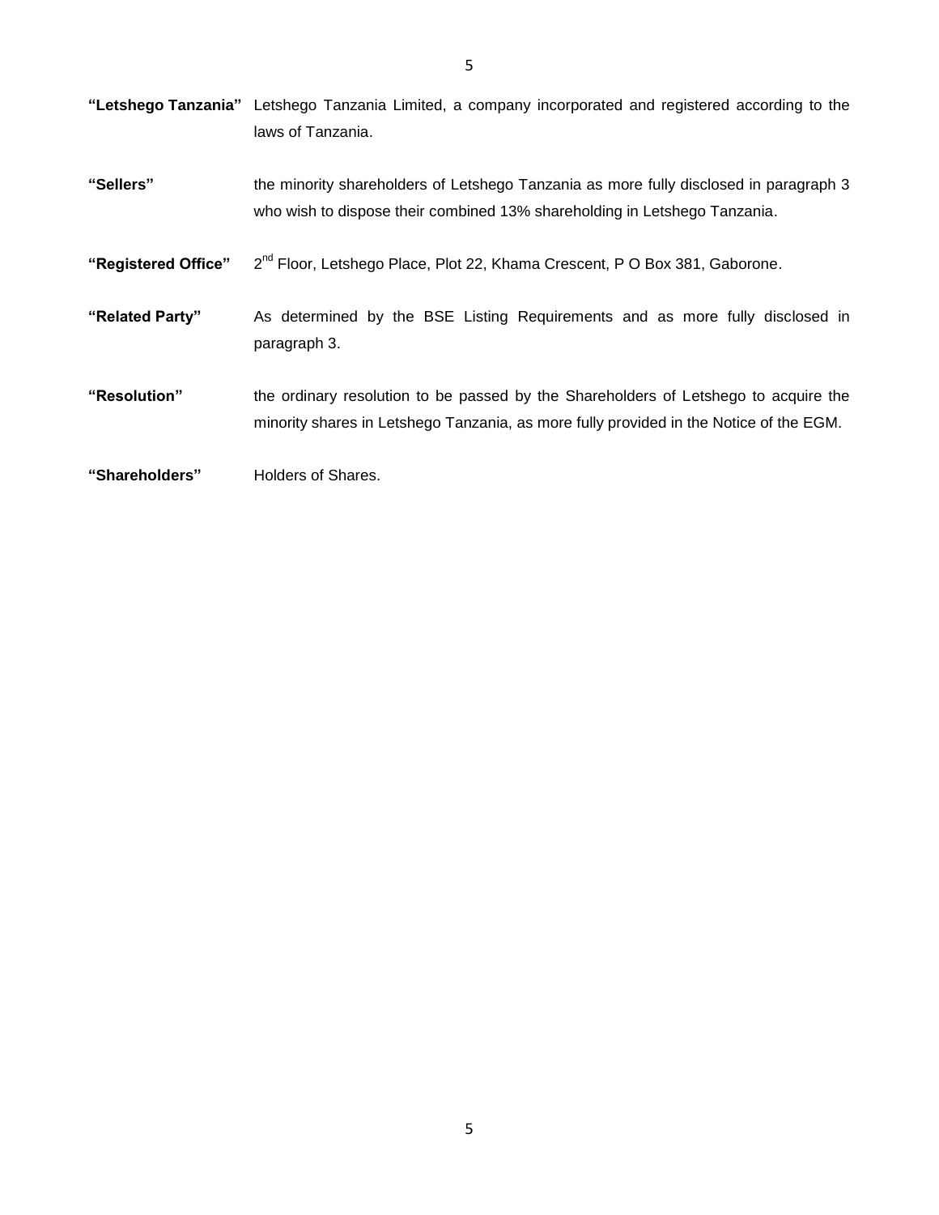**"Letshego Tanzania"** Letshego Tanzania Limited, a company incorporated and registered according to the laws of Tanzania.

**"Sellers"** the minority shareholders of Letshego Tanzania as more fully disclosed in paragraph 3 who wish to dispose their combined 13% shareholding in Letshego Tanzania.

**"Registered Office"** 2nd Floor, Letshego Place, Plot 22, Khama Crescent, P O Box 381, Gaborone.

**"Related Party"** As determined by the BSE Listing Requirements and as more fully disclosed in paragraph 3.

**"Resolution"** the ordinary resolution to be passed by the Shareholders of Letshego to acquire the minority shares in Letshego Tanzania, as more fully provided in the Notice of the EGM.

**"Shareholders"** Holders of Shares.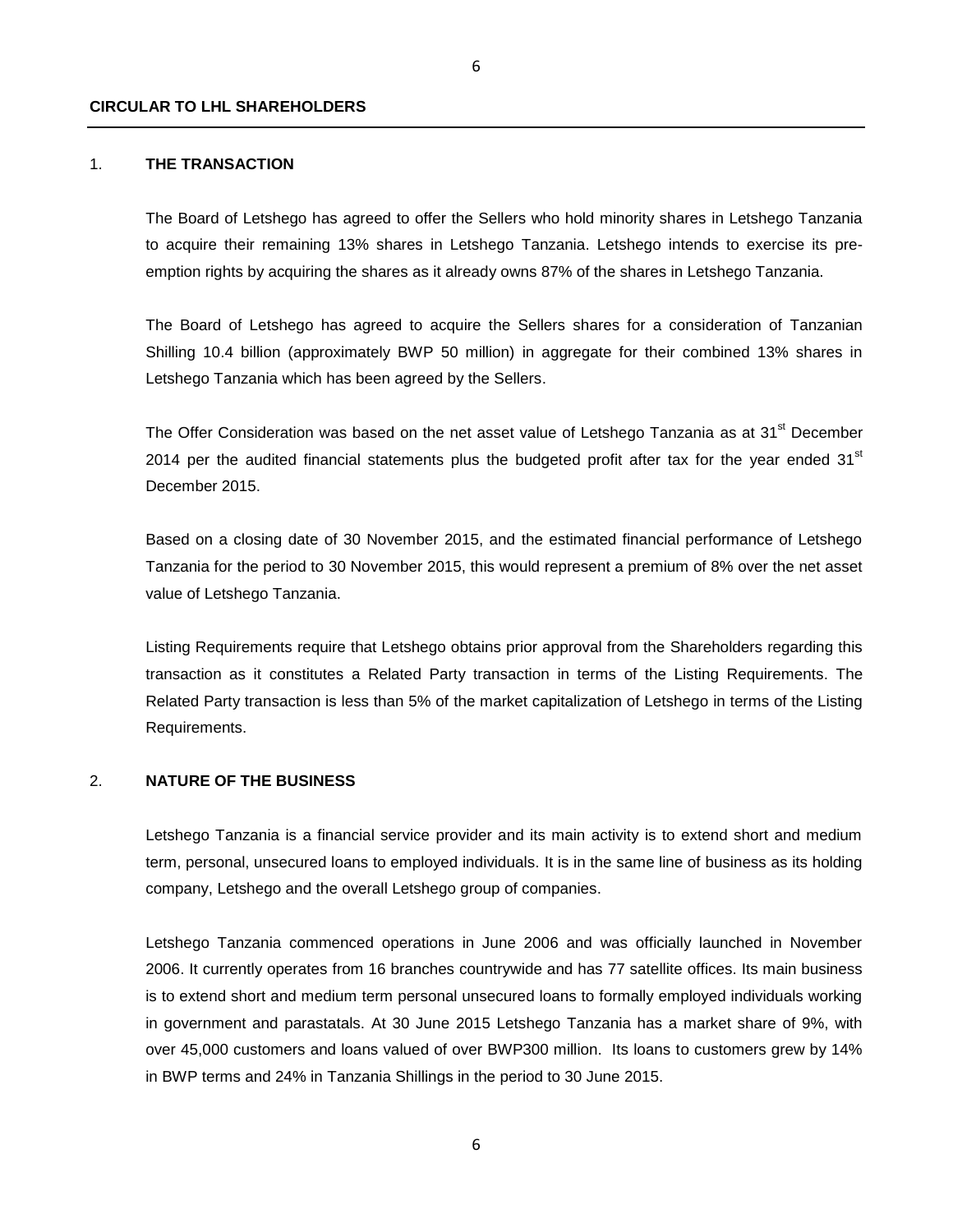**CIRCULAR TO LHL SHAREHOLDERS**

## 1. THE TRANSACTION

The Board of Letshego has agreed to offer the Sellers who hold minority shares in Letshego Tanzania to acquire their remaining 13% shares in Letshego Tanzania. Letshego intends to exercise its pre-emption rights by acquiring the shares as it already owns 87% of the shares in Letshego Tanzania.

The Board of Letshego has agreed to acquire the Sellers shares for a consideration of Tanzanian Shilling 10.4 billion (approximately BWP 50 million) in aggregate for their combined 13% shares in Letshego Tanzania which has been agreed by the Sellers.

The Offer Consideration was based on the net asset value of Letshego Tanzania as at 31st December 2014 per the audited financial statements plus the budgeted profit after tax for the year ended 31st December 2015.

Based on a closing date of 30 November 2015, and the estimated financial performance of Letshego Tanzania for the period to 30 November 2015, this would represent a premium of 8% over the net asset value of Letshego Tanzania.

Listing Requirements require that Letshego obtains prior approval from the Shareholders regarding this transaction as it constitutes a Related Party transaction in terms of the Listing Requirements. The Related Party transaction is less than 5% of the market capitalization of Letshego in terms of the Listing Requirements.

## 2. NATURE OF THE BUSINESS

Letshego Tanzania is a financial service provider and its main activity is to extend short and medium term, personal, unsecured loans to employed individuals. It is in the same line of business as its holding company, Letshego and the overall Letshego group of companies.

Letshego Tanzania commenced operations in June 2006 and was officially launched in November 2006. It currently operates from 16 branches countrywide and has 77 satellite offices. Its main business is to extend short and medium term personal unsecured loans to formally employed individuals working in government and parastatals. At 30 June 2015 Letshego Tanzania has a market share of 9%, with over 45,000 customers and loans valued of over BWP300 million. Its loans to customers grew by 14% in BWP terms and 24% in Tanzania Shillings in the period to 30 June 2015.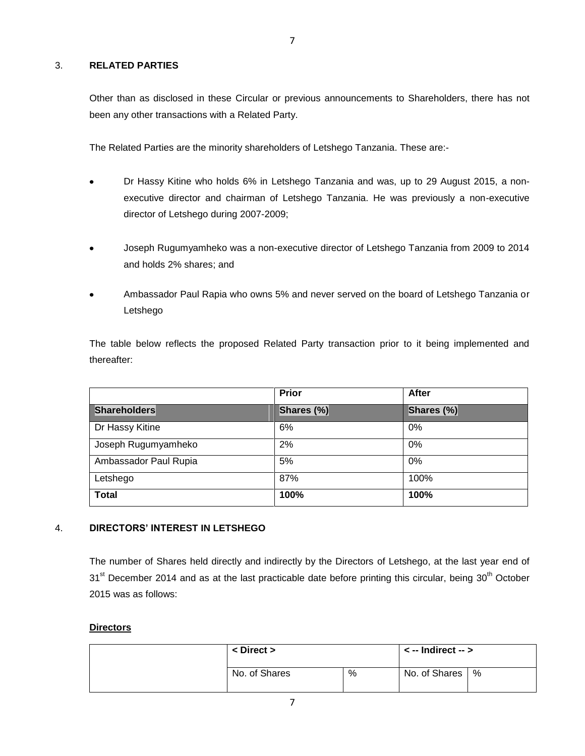## 3. RELATED PARTIES

Other than as disclosed in these Circular or previous announcements to Shareholders, there has not been any other transactions with a Related Party.

The Related Parties are the minority shareholders of Letshego Tanzania. These are:-

- Dr Hassy Kitine who holds 6% in Letshego Tanzania and was, up to 29 August 2015, a non-executive director and chairman of Letshego Tanzania. He was previously a non-executive director of Letshego during 2007-2009;
- Joseph Rugumyamheko was a non-executive director of Letshego Tanzania from 2009 to 2014 and holds 2% shares; and
- Ambassador Paul Rapia who owns 5% and never served on the board of Letshego Tanzania or Letshego

The table below reflects the proposed Related Party transaction prior to it being implemented and thereafter:

| | **Prior** | **After** |
|---|---|---|
| **Shareholders** | **Shares (%)** | **Shares (%)** |
| Dr Hassy Kitine | 6% | 0% |
| Joseph Rugumyamheko | 2% | 0% |
| Ambassador Paul Rupia | 5% | 0% |
| Letshego | 87% | 100% |
| **Total** | **100%** | **100%** |

## 4. DIRECTORS' INTEREST IN LETSHEGO

The number of Shares held directly and indirectly by the Directors of Letshego, at the last year end of 31st December 2014 and as at the last practicable date before printing this circular, being 30th October 2015 was as follows:

**Directors**

| | **< Direct >** | | **< -- Indirect -- >** | |
|---|---|---|---|---|
| | No. of Shares | % | No. of Shares | % |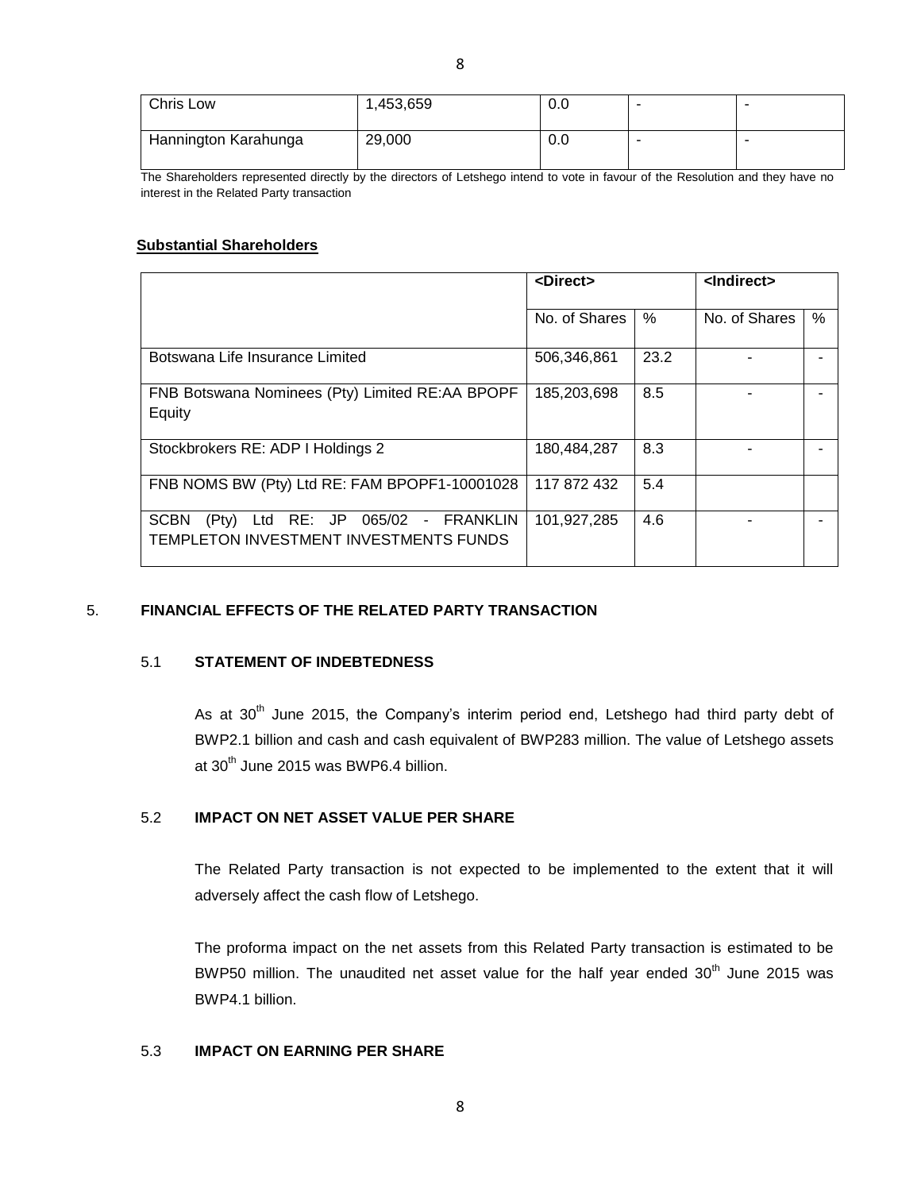| Chris Low | 1,453,659 | 0.0 | - | - |
|---|---|---|---|---|
| Hannington Karahunga | 29,000 | 0.0 | - | - |

The Shareholders represented directly by the directors of Letshego intend to vote in favour of the Resolution and they have no interest in the Related Party transaction

**Substantial Shareholders**

| | <Direct> | | <Indirect> | |
|---|---|---|---|---|
| | No. of Shares | % | No. of Shares | % |
| Botswana Life Insurance Limited | 506,346,861 | 23.2 | - | - |
| FNB Botswana Nominees (Pty) Limited RE:AA BPOPF Equity | 185,203,698 | 8.5 | - | - |
| Stockbrokers RE: ADP I Holdings 2 | 180,484,287 | 8.3 | - | - |
| FNB NOMS BW (Pty) Ltd RE: FAM BPOPF1-10001028 | 117 872 432 | 5.4 | | |
| SCBN (Pty) Ltd RE: JP 065/02 - FRANKLIN TEMPLETON INVESTMENT INVESTMENTS FUNDS | 101,927,285 | 4.6 | - | - |

## 5. FINANCIAL EFFECTS OF THE RELATED PARTY TRANSACTION

### 5.1 STATEMENT OF INDEBTEDNESS

As at 30th June 2015, the Company's interim period end, Letshego had third party debt of BWP2.1 billion and cash and cash equivalent of BWP283 million. The value of Letshego assets at 30th June 2015 was BWP6.4 billion.

### 5.2 IMPACT ON NET ASSET VALUE PER SHARE

The Related Party transaction is not expected to be implemented to the extent that it will adversely affect the cash flow of Letshego.

The proforma impact on the net assets from this Related Party transaction is estimated to be BWP50 million. The unaudited net asset value for the half year ended 30th June 2015 was BWP4.1 billion.

### 5.3 IMPACT ON EARNING PER SHARE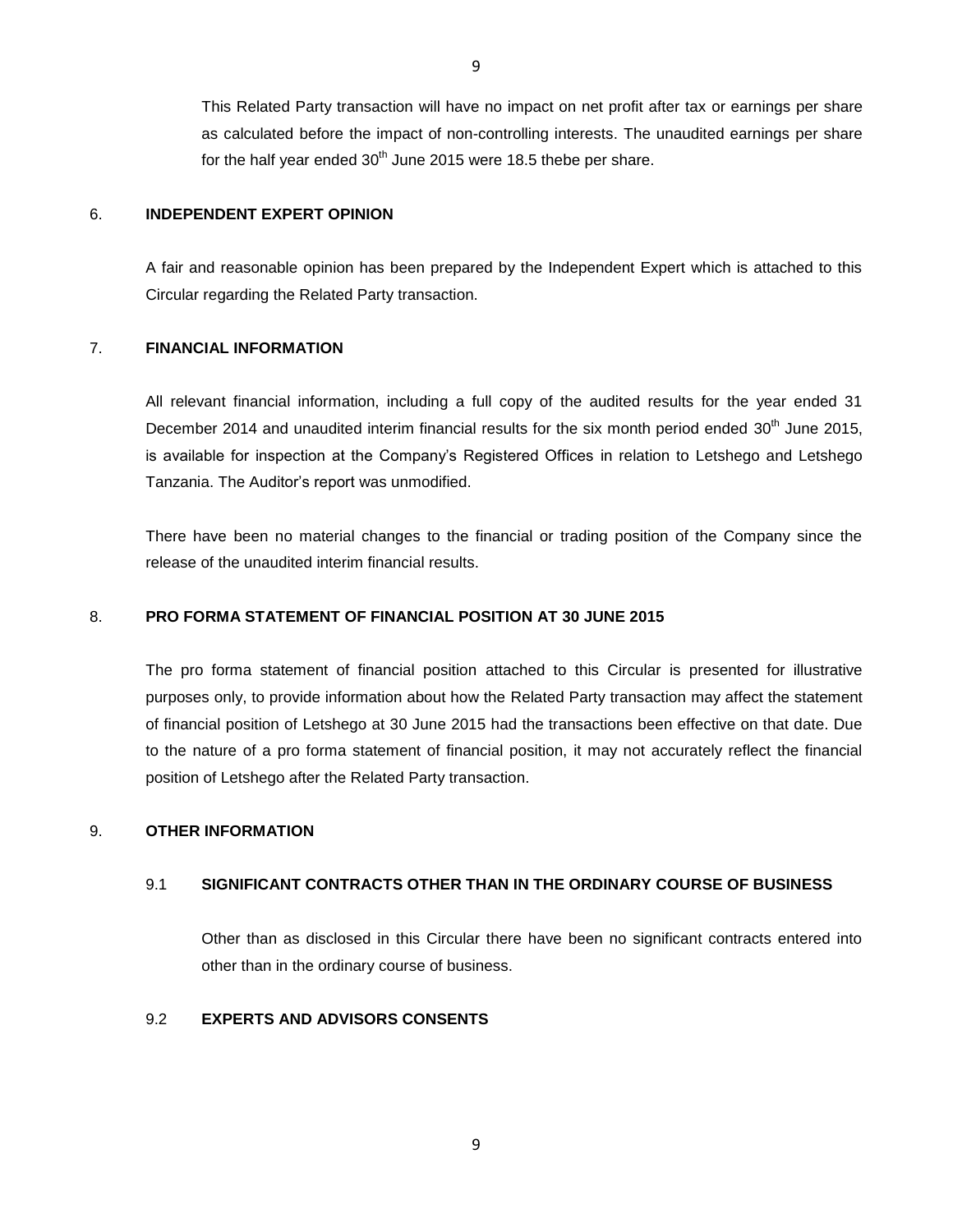This Related Party transaction will have no impact on net profit after tax or earnings per share as calculated before the impact of non-controlling interests. The unaudited earnings per share for the half year ended 30th June 2015 were 18.5 thebe per share.

## 6. INDEPENDENT EXPERT OPINION

A fair and reasonable opinion has been prepared by the Independent Expert which is attached to this Circular regarding the Related Party transaction.

## 7. FINANCIAL INFORMATION

All relevant financial information, including a full copy of the audited results for the year ended 31 December 2014 and unaudited interim financial results for the six month period ended 30th June 2015, is available for inspection at the Company's Registered Offices in relation to Letshego and Letshego Tanzania. The Auditor's report was unmodified.

There have been no material changes to the financial or trading position of the Company since the release of the unaudited interim financial results.

## 8. PRO FORMA STATEMENT OF FINANCIAL POSITION AT 30 JUNE 2015

The pro forma statement of financial position attached to this Circular is presented for illustrative purposes only, to provide information about how the Related Party transaction may affect the statement of financial position of Letshego at 30 June 2015 had the transactions been effective on that date. Due to the nature of a pro forma statement of financial position, it may not accurately reflect the financial position of Letshego after the Related Party transaction.

## 9. OTHER INFORMATION

### 9.1 SIGNIFICANT CONTRACTS OTHER THAN IN THE ORDINARY COURSE OF BUSINESS

Other than as disclosed in this Circular there have been no significant contracts entered into other than in the ordinary course of business.

### 9.2 EXPERTS AND ADVISORS CONSENTS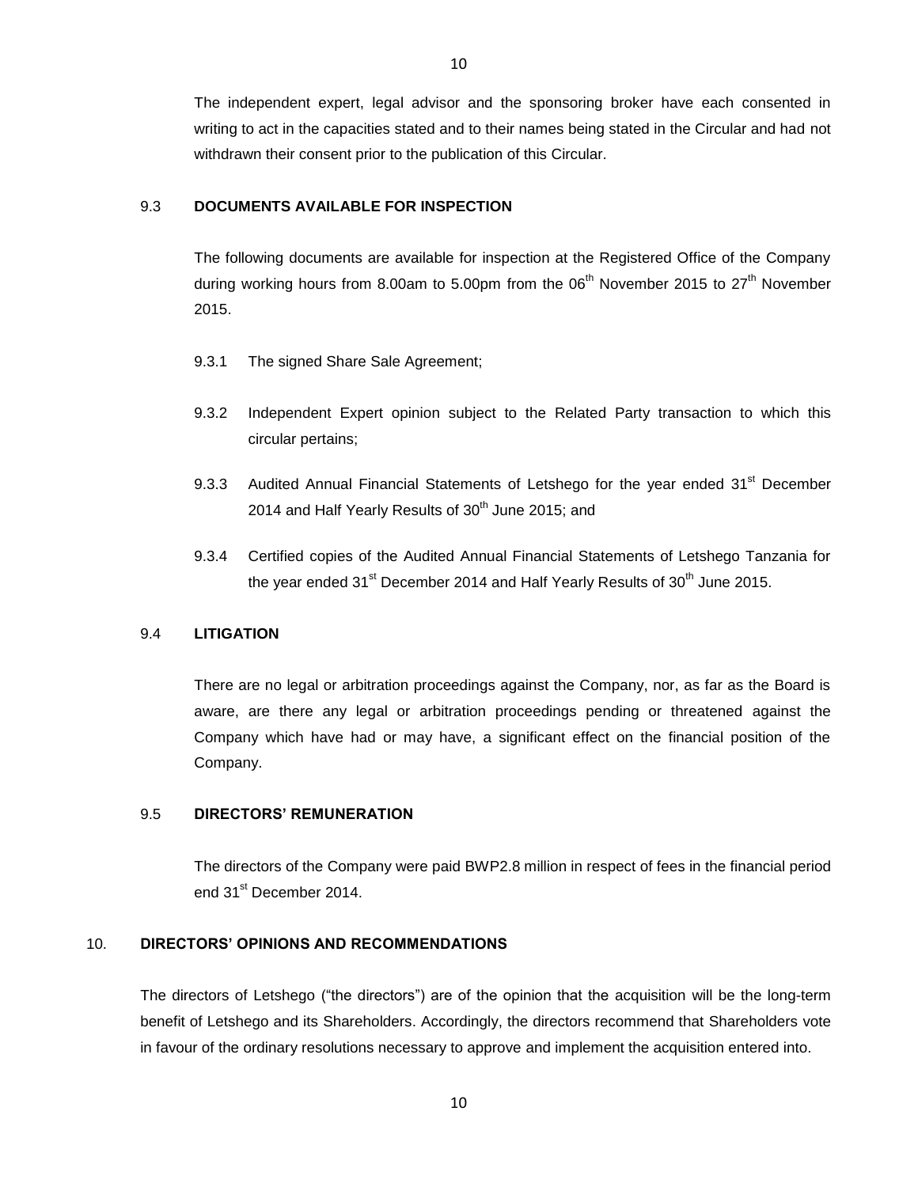The independent expert, legal advisor and the sponsoring broker have each consented in writing to act in the capacities stated and to their names being stated in the Circular and had not withdrawn their consent prior to the publication of this Circular.

### 9.3 DOCUMENTS AVAILABLE FOR INSPECTION

The following documents are available for inspection at the Registered Office of the Company during working hours from 8.00am to 5.00pm from the 06th November 2015 to 27th November 2015.

9.3.1 The signed Share Sale Agreement;

9.3.2 Independent Expert opinion subject to the Related Party transaction to which this circular pertains;

9.3.3 Audited Annual Financial Statements of Letshego for the year ended 31st December 2014 and Half Yearly Results of 30th June 2015; and

9.3.4 Certified copies of the Audited Annual Financial Statements of Letshego Tanzania for the year ended 31st December 2014 and Half Yearly Results of 30th June 2015.

### 9.4 LITIGATION

There are no legal or arbitration proceedings against the Company, nor, as far as the Board is aware, are there any legal or arbitration proceedings pending or threatened against the Company which have had or may have, a significant effect on the financial position of the Company.

### 9.5 DIRECTORS' REMUNERATION

The directors of the Company were paid BWP2.8 million in respect of fees in the financial period end 31st December 2014.

## 10. DIRECTORS' OPINIONS AND RECOMMENDATIONS

The directors of Letshego ("the directors") are of the opinion that the acquisition will be the long-term benefit of Letshego and its Shareholders. Accordingly, the directors recommend that Shareholders vote in favour of the ordinary resolutions necessary to approve and implement the acquisition entered into.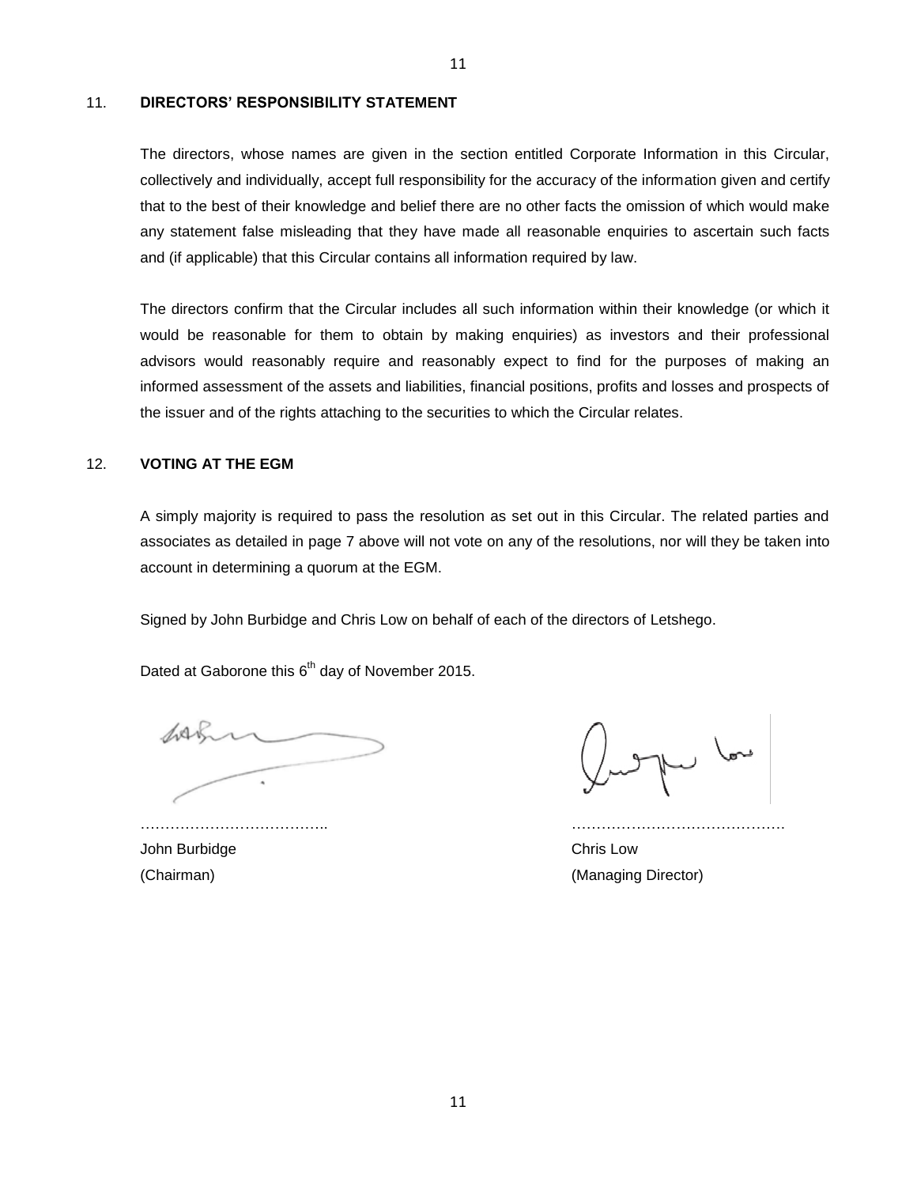## 11. DIRECTORS' RESPONSIBILITY STATEMENT

The directors, whose names are given in the section entitled Corporate Information in this Circular, collectively and individually, accept full responsibility for the accuracy of the information given and certify that to the best of their knowledge and belief there are no other facts the omission of which would make any statement false misleading that they have made all reasonable enquiries to ascertain such facts and (if applicable) that this Circular contains all information required by law.

The directors confirm that the Circular includes all such information within their knowledge (or which it would be reasonable for them to obtain by making enquiries) as investors and their professional advisors would reasonably require and reasonably expect to find for the purposes of making an informed assessment of the assets and liabilities, financial positions, profits and losses and prospects of the issuer and of the rights attaching to the securities to which the Circular relates.

## 12. VOTING AT THE EGM

A simply majority is required to pass the resolution as set out in this Circular. The related parties and associates as detailed in page 7 above will not vote on any of the resolutions, nor will they be taken into account in determining a quorum at the EGM.

Signed by John Burbidge and Chris Low on behalf of each of the directors of Letshego.

Dated at Gaborone this 6th day of November 2015.

……………………………….. 
John Burbidge 
(Chairman)

…………………………………… 
Chris Low 
(Managing Director)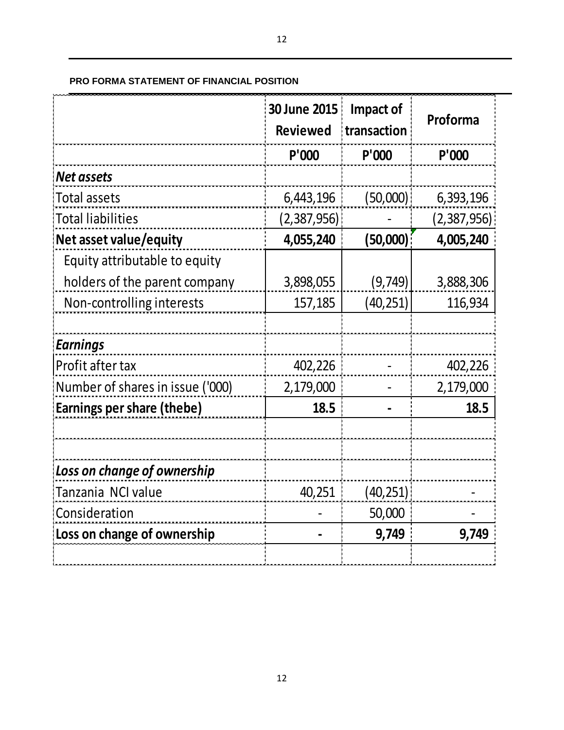**PRO FORMA STATEMENT OF FINANCIAL POSITION**

| | 30 June 2015 Reviewed | Impact of transaction | Proforma |
|---|---|---|---|
| | P'000 | P'000 | P'000 |
| ***Net assets*** | | | |
| Total assets | 6,443,196 | (50,000) | 6,393,196 |
| Total liabilities | (2,387,956) | - | (2,387,956) |
| **Net asset value/equity** | **4,055,240** | **(50,000)** | **4,005,240** |
| Equity attributable to equity holders of the parent company | 3,898,055 | (9,749) | 3,888,306 |
| Non-controlling interests | 157,185 | (40,251) | 116,934 |
| | | | |
| ***Earnings*** | | | |
| Profit after tax | 402,226 | - | 402,226 |
| Number of shares in issue ('000) | 2,179,000 | - | 2,179,000 |
| **Earnings per share (thebe)** | **18.5** | **-** | **18.5** |
| | | | |
| | | | |
| ***Loss on change of ownership*** | | | |
| Tanzania NCI value | 40,251 | (40,251) | - |
| Consideration | - | 50,000 | - |
| **Loss on change of ownership** | **-** | **9,749** | **9,749** |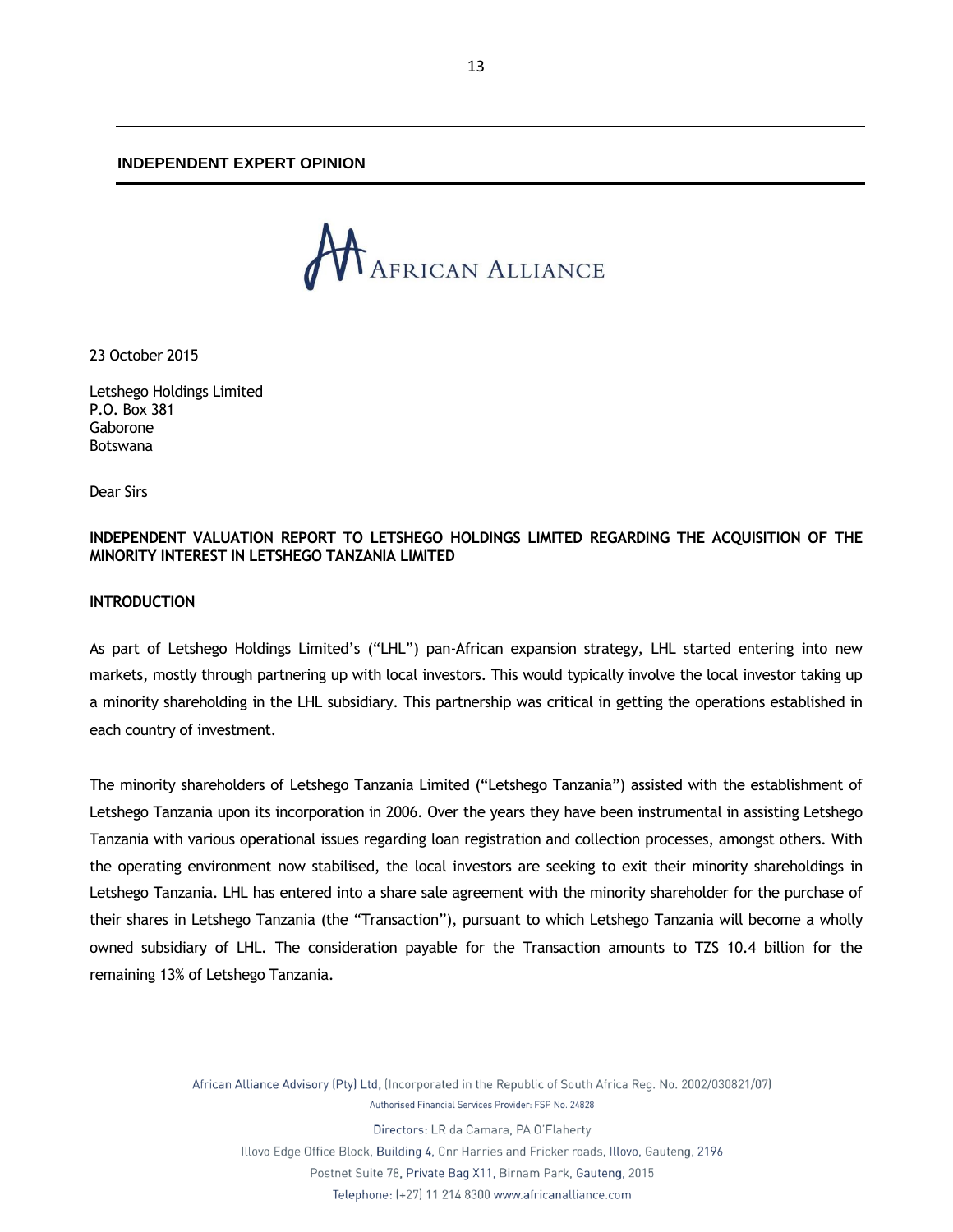## INDEPENDENT EXPERT OPINION

AFRICAN ALLIANCE

23 October 2015

Letshego Holdings Limited
P.O. Box 381
Gaborone
Botswana

Dear Sirs

**INDEPENDENT VALUATION REPORT TO LETSHEGO HOLDINGS LIMITED REGARDING THE ACQUISITION OF THE MINORITY INTEREST IN LETSHEGO TANZANIA LIMITED**

**INTRODUCTION**

As part of Letshego Holdings Limited's ("LHL") pan-African expansion strategy, LHL started entering into new markets, mostly through partnering up with local investors. This would typically involve the local investor taking up a minority shareholding in the LHL subsidiary. This partnership was critical in getting the operations established in each country of investment.

The minority shareholders of Letshego Tanzania Limited ("Letshego Tanzania") assisted with the establishment of Letshego Tanzania upon its incorporation in 2006. Over the years they have been instrumental in assisting Letshego Tanzania with various operational issues regarding loan registration and collection processes, amongst others. With the operating environment now stabilised, the local investors are seeking to exit their minority shareholdings in Letshego Tanzania. LHL has entered into a share sale agreement with the minority shareholder for the purchase of their shares in Letshego Tanzania (the "Transaction"), pursuant to which Letshego Tanzania will become a wholly owned subsidiary of LHL. The consideration payable for the Transaction amounts to TZS 10.4 billion for the remaining 13% of Letshego Tanzania.

African Alliance Advisory (Pty) Ltd, (Incorporated in the Republic of South Africa Reg. No. 2002/030821/07)
Authorised Financial Services Provider: FSP No. 24828
Directors: LR da Camara, PA O'Flaherty
Illovo Edge Office Block, Building 4, Cnr Harries and Fricker roads, Illovo, Gauteng, 2196
Postnet Suite 78, Private Bag X11, Birnam Park, Gauteng, 2015
Telephone: (+27) 11 214 8300 www.africanalliance.com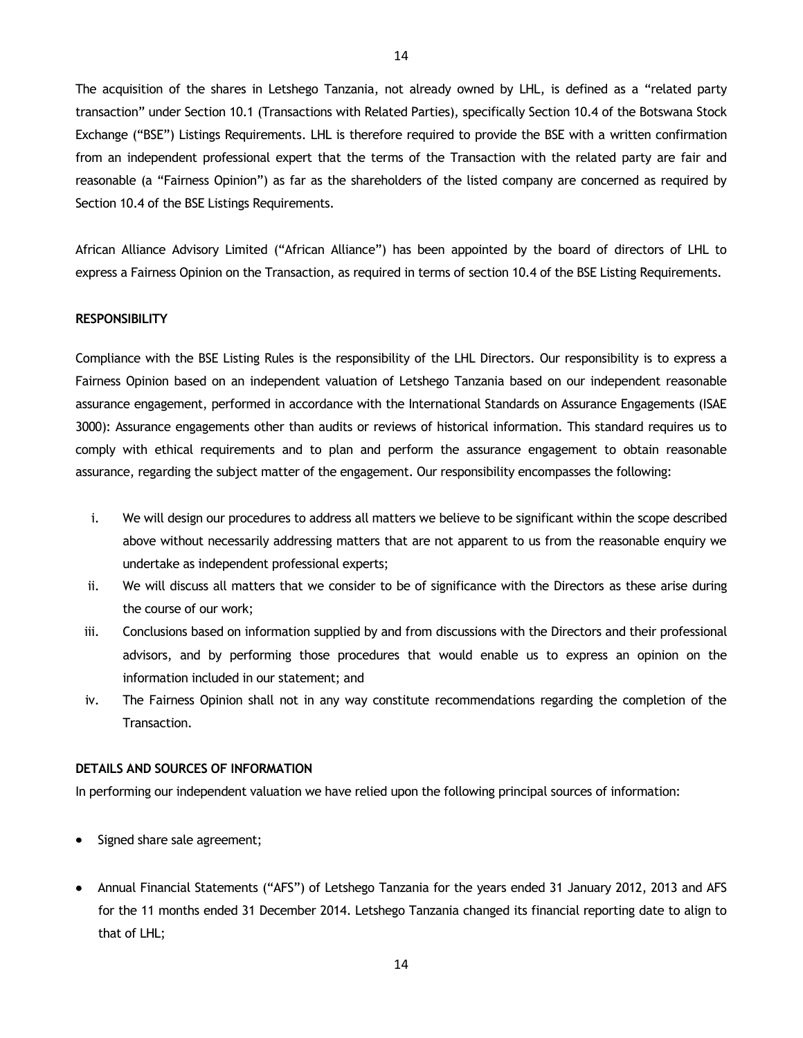The acquisition of the shares in Letshego Tanzania, not already owned by LHL, is defined as a "related party transaction" under Section 10.1 (Transactions with Related Parties), specifically Section 10.4 of the Botswana Stock Exchange ("BSE") Listings Requirements. LHL is therefore required to provide the BSE with a written confirmation from an independent professional expert that the terms of the Transaction with the related party are fair and reasonable (a "Fairness Opinion") as far as the shareholders of the listed company are concerned as required by Section 10.4 of the BSE Listings Requirements.

African Alliance Advisory Limited ("African Alliance") has been appointed by the board of directors of LHL to express a Fairness Opinion on the Transaction, as required in terms of section 10.4 of the BSE Listing Requirements.

**RESPONSIBILITY**

Compliance with the BSE Listing Rules is the responsibility of the LHL Directors. Our responsibility is to express a Fairness Opinion based on an independent valuation of Letshego Tanzania based on our independent reasonable assurance engagement, performed in accordance with the International Standards on Assurance Engagements (ISAE 3000): Assurance engagements other than audits or reviews of historical information. This standard requires us to comply with ethical requirements and to plan and perform the assurance engagement to obtain reasonable assurance, regarding the subject matter of the engagement. Our responsibility encompasses the following:

i. We will design our procedures to address all matters we believe to be significant within the scope described above without necessarily addressing matters that are not apparent to us from the reasonable enquiry we undertake as independent professional experts;
ii. We will discuss all matters that we consider to be of significance with the Directors as these arise during the course of our work;
iii. Conclusions based on information supplied by and from discussions with the Directors and their professional advisors, and by performing those procedures that would enable us to express an opinion on the information included in our statement; and
iv. The Fairness Opinion shall not in any way constitute recommendations regarding the completion of the Transaction.

**DETAILS AND SOURCES OF INFORMATION**

In performing our independent valuation we have relied upon the following principal sources of information:

- Signed share sale agreement;

- Annual Financial Statements ("AFS") of Letshego Tanzania for the years ended 31 January 2012, 2013 and AFS for the 11 months ended 31 December 2014. Letshego Tanzania changed its financial reporting date to align to that of LHL;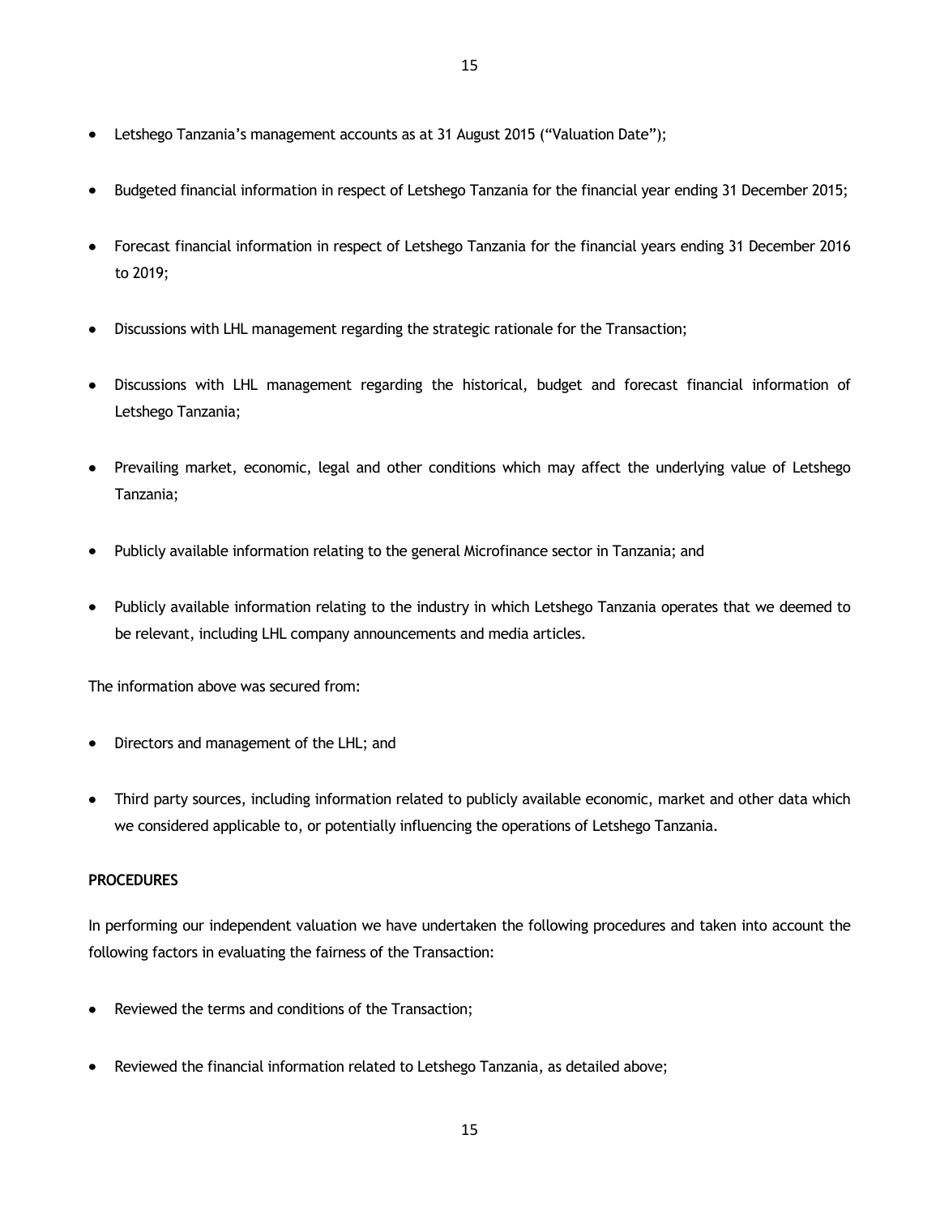- Letshego Tanzania's management accounts as at 31 August 2015 ("Valuation Date");
- Budgeted financial information in respect of Letshego Tanzania for the financial year ending 31 December 2015;
- Forecast financial information in respect of Letshego Tanzania for the financial years ending 31 December 2016 to 2019;
- Discussions with LHL management regarding the strategic rationale for the Transaction;
- Discussions with LHL management regarding the historical, budget and forecast financial information of Letshego Tanzania;
- Prevailing market, economic, legal and other conditions which may affect the underlying value of Letshego Tanzania;
- Publicly available information relating to the general Microfinance sector in Tanzania; and
- Publicly available information relating to the industry in which Letshego Tanzania operates that we deemed to be relevant, including LHL company announcements and media articles.

The information above was secured from:

- Directors and management of the LHL; and
- Third party sources, including information related to publicly available economic, market and other data which we considered applicable to, or potentially influencing the operations of Letshego Tanzania.

**PROCEDURES**

In performing our independent valuation we have undertaken the following procedures and taken into account the following factors in evaluating the fairness of the Transaction:

- Reviewed the terms and conditions of the Transaction;
- Reviewed the financial information related to Letshego Tanzania, as detailed above;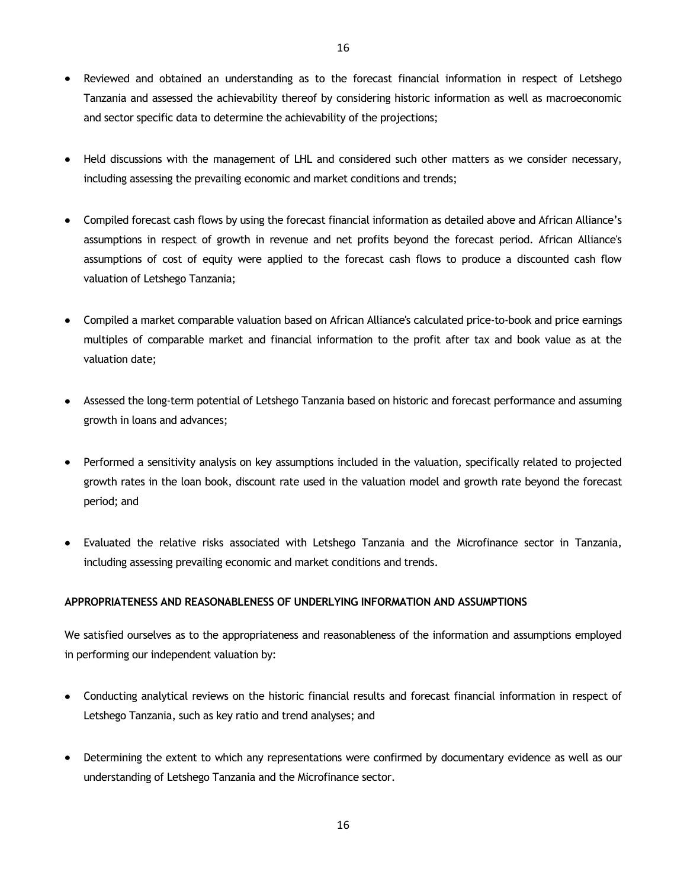- Reviewed and obtained an understanding as to the forecast financial information in respect of Letshego Tanzania and assessed the achievability thereof by considering historic information as well as macroeconomic and sector specific data to determine the achievability of the projections;

- Held discussions with the management of LHL and considered such other matters as we consider necessary, including assessing the prevailing economic and market conditions and trends;

- Compiled forecast cash flows by using the forecast financial information as detailed above and African Alliance's assumptions in respect of growth in revenue and net profits beyond the forecast period. African Alliance's assumptions of cost of equity were applied to the forecast cash flows to produce a discounted cash flow valuation of Letshego Tanzania;

- Compiled a market comparable valuation based on African Alliance's calculated price-to-book and price earnings multiples of comparable market and financial information to the profit after tax and book value as at the valuation date;

- Assessed the long-term potential of Letshego Tanzania based on historic and forecast performance and assuming growth in loans and advances;

- Performed a sensitivity analysis on key assumptions included in the valuation, specifically related to projected growth rates in the loan book, discount rate used in the valuation model and growth rate beyond the forecast period; and

- Evaluated the relative risks associated with Letshego Tanzania and the Microfinance sector in Tanzania, including assessing prevailing economic and market conditions and trends.

**APPROPRIATENESS AND REASONABLENESS OF UNDERLYING INFORMATION AND ASSUMPTIONS**

We satisfied ourselves as to the appropriateness and reasonableness of the information and assumptions employed in performing our independent valuation by:

- Conducting analytical reviews on the historic financial results and forecast financial information in respect of Letshego Tanzania, such as key ratio and trend analyses; and

- Determining the extent to which any representations were confirmed by documentary evidence as well as our understanding of Letshego Tanzania and the Microfinance sector.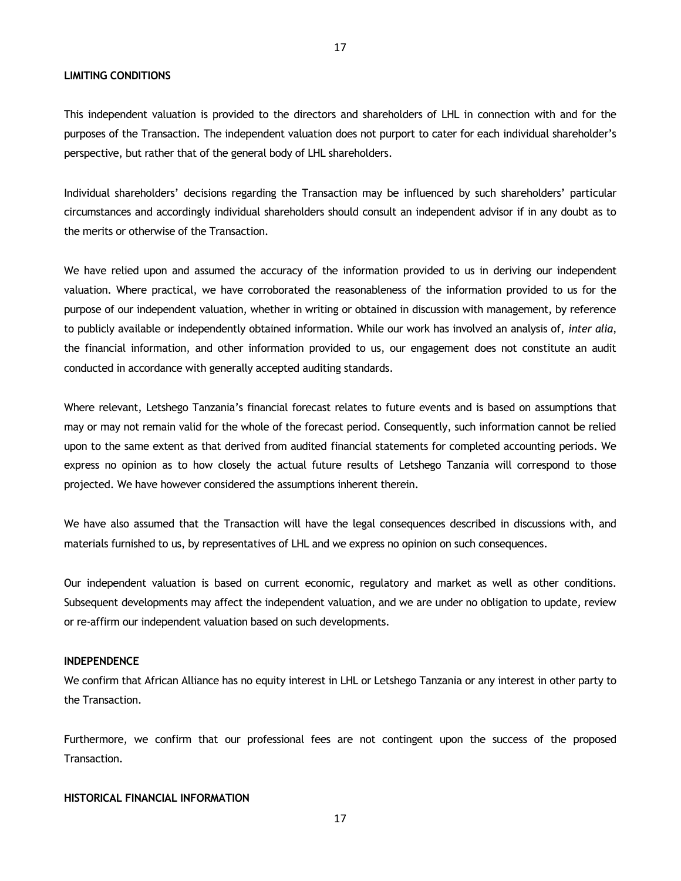**LIMITING CONDITIONS**

This independent valuation is provided to the directors and shareholders of LHL in connection with and for the purposes of the Transaction. The independent valuation does not purport to cater for each individual shareholder's perspective, but rather that of the general body of LHL shareholders.

Individual shareholders' decisions regarding the Transaction may be influenced by such shareholders' particular circumstances and accordingly individual shareholders should consult an independent advisor if in any doubt as to the merits or otherwise of the Transaction.

We have relied upon and assumed the accuracy of the information provided to us in deriving our independent valuation. Where practical, we have corroborated the reasonableness of the information provided to us for the purpose of our independent valuation, whether in writing or obtained in discussion with management, by reference to publicly available or independently obtained information. While our work has involved an analysis of, *inter alia,* the financial information, and other information provided to us, our engagement does not constitute an audit conducted in accordance with generally accepted auditing standards.

Where relevant, Letshego Tanzania's financial forecast relates to future events and is based on assumptions that may or may not remain valid for the whole of the forecast period. Consequently, such information cannot be relied upon to the same extent as that derived from audited financial statements for completed accounting periods. We express no opinion as to how closely the actual future results of Letshego Tanzania will correspond to those projected. We have however considered the assumptions inherent therein.

We have also assumed that the Transaction will have the legal consequences described in discussions with, and materials furnished to us, by representatives of LHL and we express no opinion on such consequences.

Our independent valuation is based on current economic, regulatory and market as well as other conditions. Subsequent developments may affect the independent valuation, and we are under no obligation to update, review or re-affirm our independent valuation based on such developments.

**INDEPENDENCE**

We confirm that African Alliance has no equity interest in LHL or Letshego Tanzania or any interest in other party to the Transaction.

Furthermore, we confirm that our professional fees are not contingent upon the success of the proposed Transaction.

**HISTORICAL FINANCIAL INFORMATION**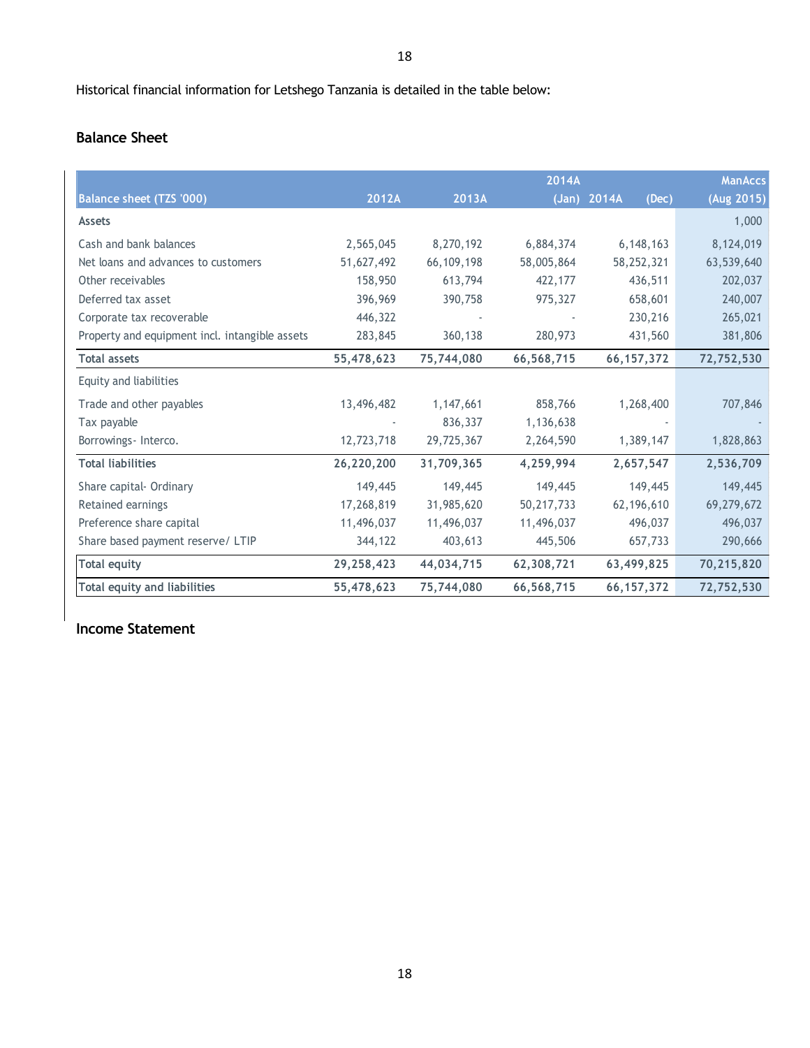Historical financial information for Letshego Tanzania is detailed in the table below:

## Balance Sheet

| Balance sheet (TZS '000) | 2012A | 2013A | 2014A (Jan) | 2014A (Dec) | ManAccs (Aug 2015) |
|---|---|---|---|---|---|
| **Assets** | | | | | 1,000 |
| Cash and bank balances | 2,565,045 | 8,270,192 | 6,884,374 | 6,148,163 | 8,124,019 |
| Net loans and advances to customers | 51,627,492 | 66,109,198 | 58,005,864 | 58,252,321 | 63,539,640 |
| Other receivables | 158,950 | 613,794 | 422,177 | 436,511 | 202,037 |
| Deferred tax asset | 396,969 | 390,758 | 975,327 | 658,601 | 240,007 |
| Corporate tax recoverable | 446,322 | - | - | 230,216 | 265,021 |
| Property and equipment incl. intangible assets | 283,845 | 360,138 | 280,973 | 431,560 | 381,806 |
| **Total assets** | **55,478,623** | **75,744,080** | **66,568,715** | **66,157,372** | **72,752,530** |
| Equity and liabilities | | | | | |
| Trade and other payables | 13,496,482 | 1,147,661 | 858,766 | 1,268,400 | 707,846 |
| Tax payable | - | 836,337 | 1,136,638 | - | - |
| Borrowings- Interco. | 12,723,718 | 29,725,367 | 2,264,590 | 1,389,147 | 1,828,863 |
| **Total liabilities** | **26,220,200** | **31,709,365** | **4,259,994** | **2,657,547** | **2,536,709** |
| Share capital- Ordinary | 149,445 | 149,445 | 149,445 | 149,445 | 149,445 |
| Retained earnings | 17,268,819 | 31,985,620 | 50,217,733 | 62,196,610 | 69,279,672 |
| Preference share capital | 11,496,037 | 11,496,037 | 11,496,037 | 496,037 | 496,037 |
| Share based payment reserve/ LTIP | 344,122 | 403,613 | 445,506 | 657,733 | 290,666 |
| **Total equity** | **29,258,423** | **44,034,715** | **62,308,721** | **63,499,825** | **70,215,820** |
| **Total equity and liabilities** | **55,478,623** | **75,744,080** | **66,568,715** | **66,157,372** | **72,752,530** |

## Income Statement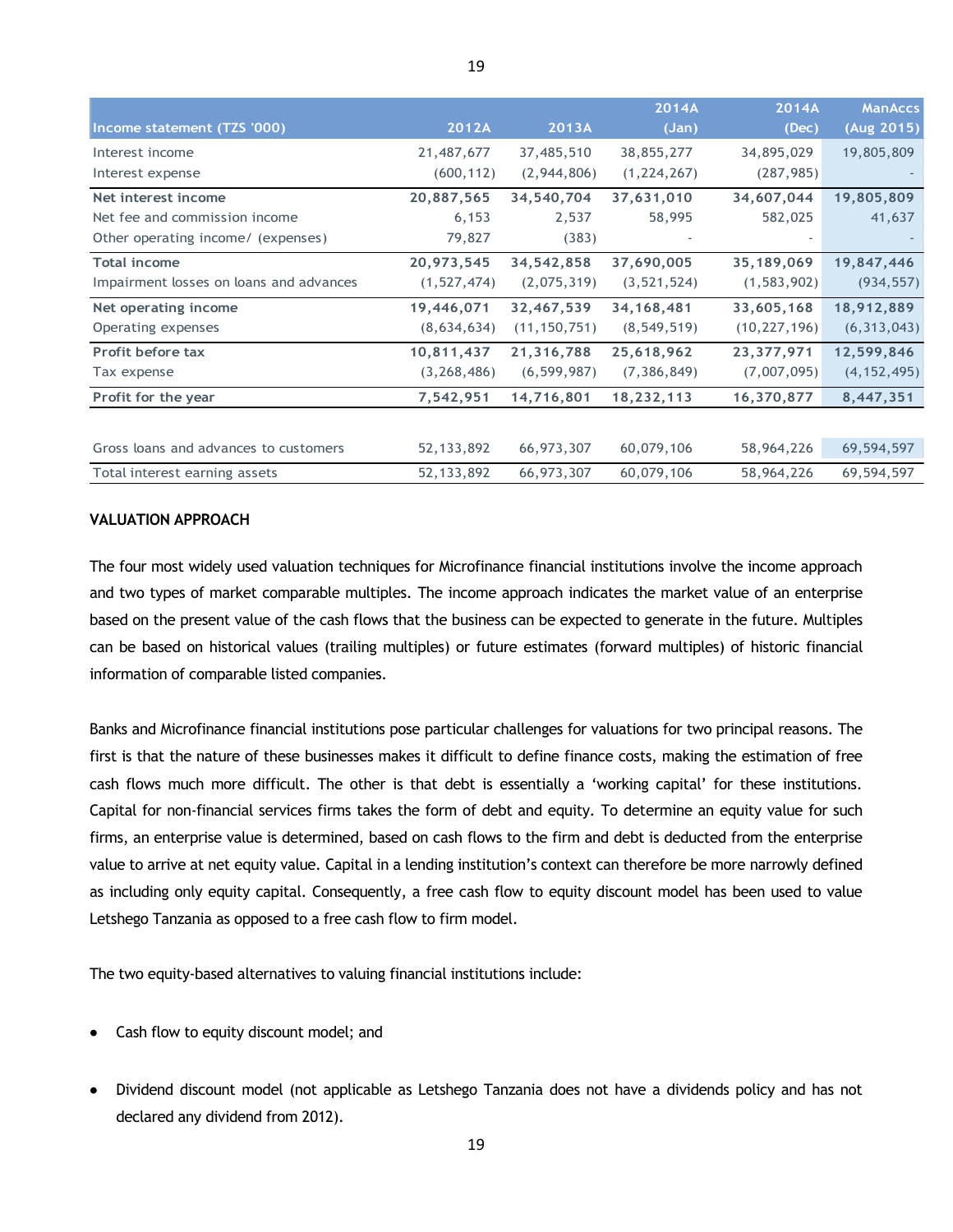| Income statement (TZS '000) | 2012A | 2013A | 2014A (Jan) | 2014A (Dec) | ManAccs (Aug 2015) |
|---|---|---|---|---|---|
| Interest income | 21,487,677 | 37,485,510 | 38,855,277 | 34,895,029 | 19,805,809 |
| Interest expense | (600,112) | (2,944,806) | (1,224,267) | (287,985) | - |
| **Net interest income** | **20,887,565** | **34,540,704** | **37,631,010** | **34,607,044** | **19,805,809** |
| Net fee and commission income | 6,153 | 2,537 | 58,995 | 582,025 | 41,637 |
| Other operating income/ (expenses) | 79,827 | (383) | - | - | - |
| **Total income** | **20,973,545** | **34,542,858** | **37,690,005** | **35,189,069** | **19,847,446** |
| Impairment losses on loans and advances | (1,527,474) | (2,075,319) | (3,521,524) | (1,583,902) | (934,557) |
| **Net operating income** | **19,446,071** | **32,467,539** | **34,168,481** | **33,605,168** | **18,912,889** |
| Operating expenses | (8,634,634) | (11,150,751) | (8,549,519) | (10,227,196) | (6,313,043) |
| **Profit before tax** | **10,811,437** | **21,316,788** | **25,618,962** | **23,377,971** | **12,599,846** |
| Tax expense | (3,268,486) | (6,599,987) | (7,386,849) | (7,007,095) | (4,152,495) |
| **Profit for the year** | **7,542,951** | **14,716,801** | **18,232,113** | **16,370,877** | **8,447,351** |
| | | | | | |
| Gross loans and advances to customers | 52,133,892 | 66,973,307 | 60,079,106 | 58,964,226 | 69,594,597 |
| Total interest earning assets | 52,133,892 | 66,973,307 | 60,079,106 | 58,964,226 | 69,594,597 |

**VALUATION APPROACH**

The four most widely used valuation techniques for Microfinance financial institutions involve the income approach and two types of market comparable multiples. The income approach indicates the market value of an enterprise based on the present value of the cash flows that the business can be expected to generate in the future. Multiples can be based on historical values (trailing multiples) or future estimates (forward multiples) of historic financial information of comparable listed companies.

Banks and Microfinance financial institutions pose particular challenges for valuations for two principal reasons. The first is that the nature of these businesses makes it difficult to define finance costs, making the estimation of free cash flows much more difficult. The other is that debt is essentially a 'working capital' for these institutions. Capital for non-financial services firms takes the form of debt and equity. To determine an equity value for such firms, an enterprise value is determined, based on cash flows to the firm and debt is deducted from the enterprise value to arrive at net equity value. Capital in a lending institution's context can therefore be more narrowly defined as including only equity capital. Consequently, a free cash flow to equity discount model has been used to value Letshego Tanzania as opposed to a free cash flow to firm model.

The two equity-based alternatives to valuing financial institutions include:

- Cash flow to equity discount model; and
- Dividend discount model (not applicable as Letshego Tanzania does not have a dividends policy and has not declared any dividend from 2012).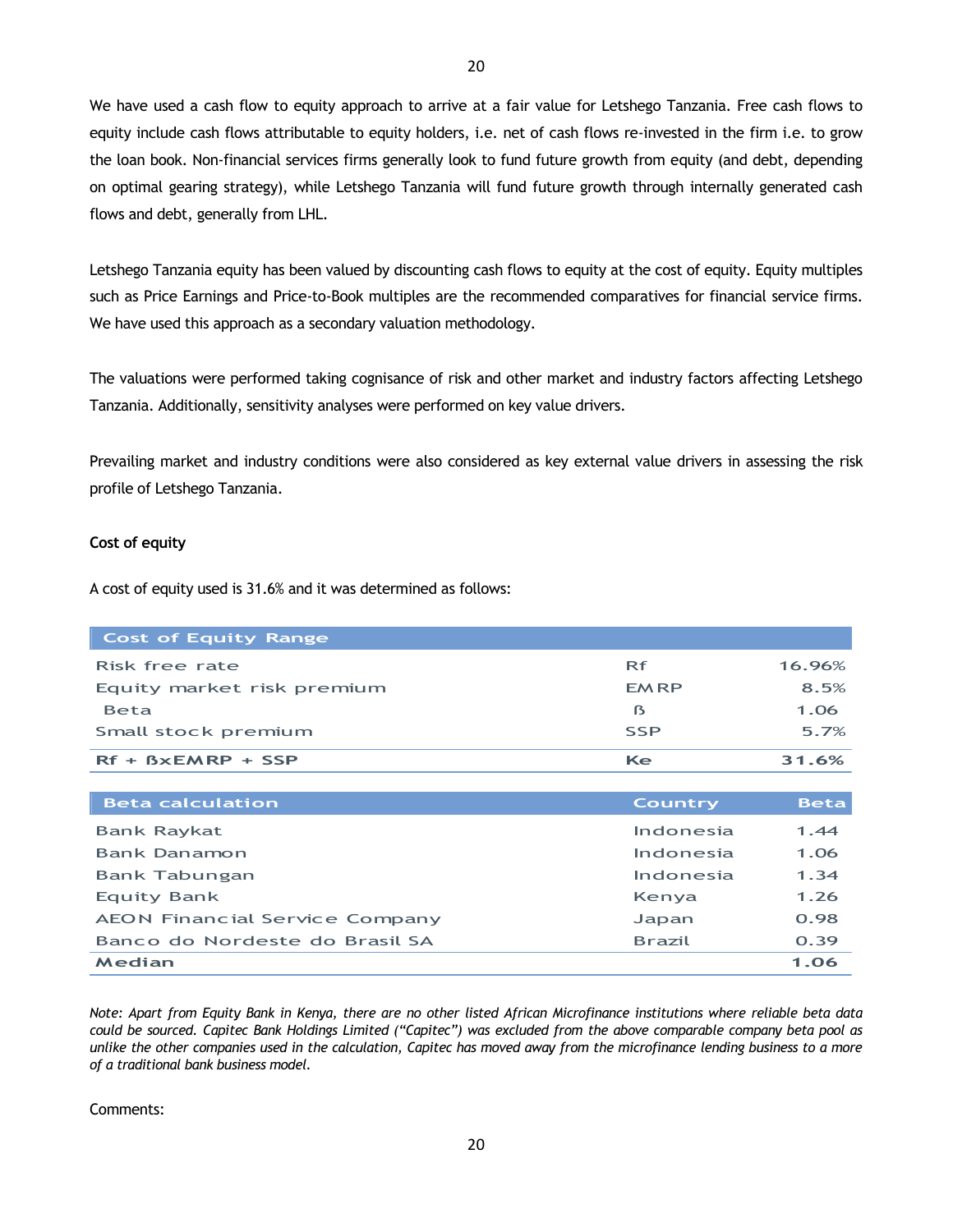We have used a cash flow to equity approach to arrive at a fair value for Letshego Tanzania. Free cash flows to equity include cash flows attributable to equity holders, i.e. net of cash flows re-invested in the firm i.e. to grow the loan book. Non-financial services firms generally look to fund future growth from equity (and debt, depending on optimal gearing strategy), while Letshego Tanzania will fund future growth through internally generated cash flows and debt, generally from LHL.

Letshego Tanzania equity has been valued by discounting cash flows to equity at the cost of equity. Equity multiples such as Price Earnings and Price-to-Book multiples are the recommended comparatives for financial service firms. We have used this approach as a secondary valuation methodology.

The valuations were performed taking cognisance of risk and other market and industry factors affecting Letshego Tanzania. Additionally, sensitivity analyses were performed on key value drivers.

Prevailing market and industry conditions were also considered as key external value drivers in assessing the risk profile of Letshego Tanzania.

**Cost of equity**

A cost of equity used is 31.6% and it was determined as follows:

| Cost of Equity Range | | |
|---|---|---|
| Risk free rate | Rf | 16.96% |
| Equity market risk premium | EMRP | 8.5% |
| Beta | ß | 1.06 |
| Small stock premium | SSP | 5.7% |
| Rf + ßxEMRP + SSP | Ke | 31.6% |

| Beta calculation | Country | Beta |
|---|---|---|
| Bank Raykat | Indonesia | 1.44 |
| Bank Danamon | Indonesia | 1.06 |
| Bank Tabungan | Indonesia | 1.34 |
| Equity Bank | Kenya | 1.26 |
| AEON Financial Service Company | Japan | 0.98 |
| Banco do Nordeste do Brasil SA | Brazil | 0.39 |
| **Median** | | **1.06** |

*Note: Apart from Equity Bank in Kenya, there are no other listed African Microfinance institutions where reliable beta data could be sourced. Capitec Bank Holdings Limited ("Capitec") was excluded from the above comparable company beta pool as unlike the other companies used in the calculation, Capitec has moved away from the microfinance lending business to a more of a traditional bank business model.*

Comments: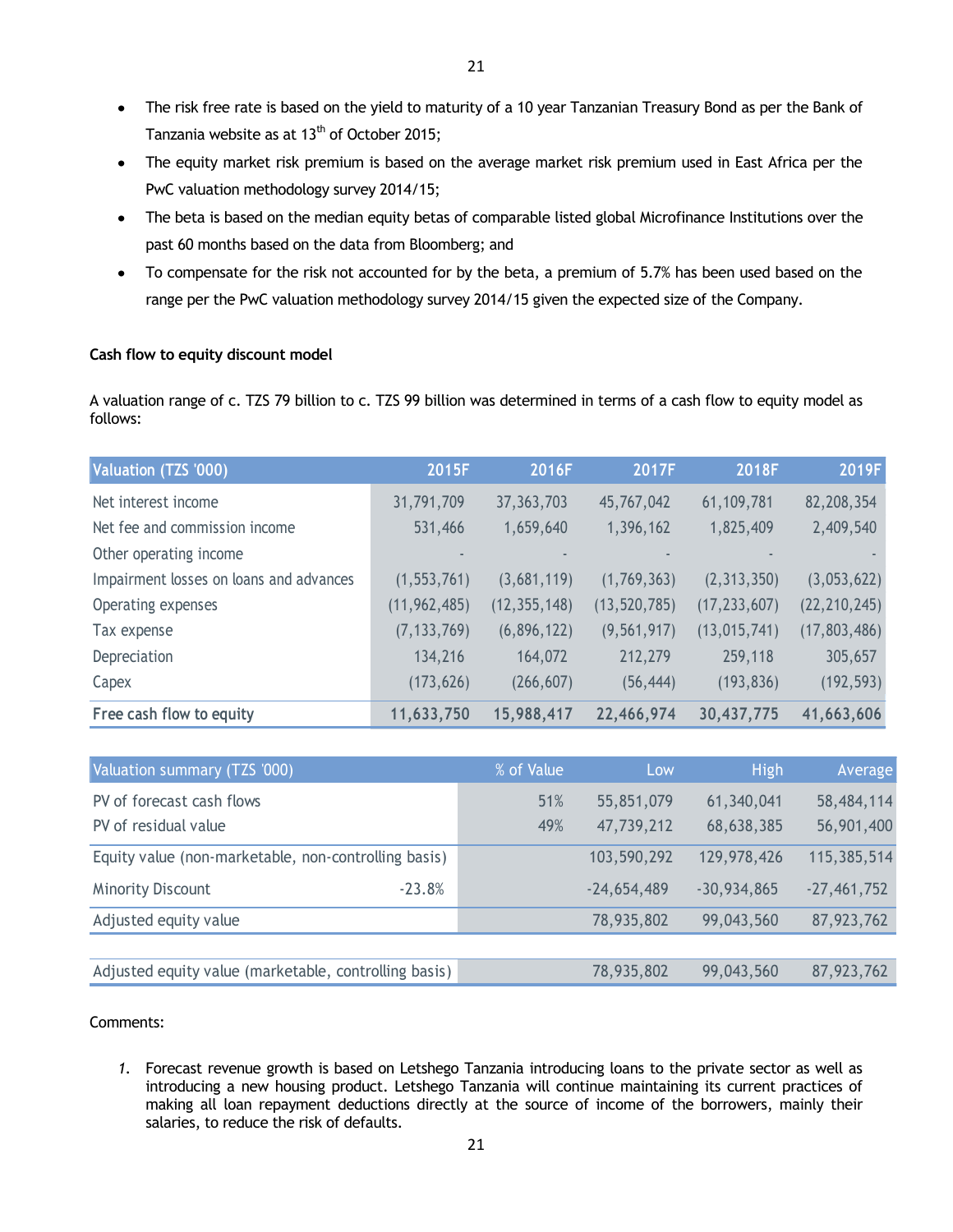- The risk free rate is based on the yield to maturity of a 10 year Tanzanian Treasury Bond as per the Bank of Tanzania website as at 13th of October 2015;
- The equity market risk premium is based on the average market risk premium used in East Africa per the PwC valuation methodology survey 2014/15;
- The beta is based on the median equity betas of comparable listed global Microfinance Institutions over the past 60 months based on the data from Bloomberg; and
- To compensate for the risk not accounted for by the beta, a premium of 5.7% has been used based on the range per the PwC valuation methodology survey 2014/15 given the expected size of the Company.

**Cash flow to equity discount model**

A valuation range of c. TZS 79 billion to c. TZS 99 billion was determined in terms of a cash flow to equity model as follows:

| Valuation (TZS '000) | 2015F | 2016F | 2017F | 2018F | 2019F |
|---|---|---|---|---|---|
| Net interest income | 31,791,709 | 37,363,703 | 45,767,042 | 61,109,781 | 82,208,354 |
| Net fee and commission income | 531,466 | 1,659,640 | 1,396,162 | 1,825,409 | 2,409,540 |
| Other operating income | - | - | - | - | - |
| Impairment losses on loans and advances | (1,553,761) | (3,681,119) | (1,769,363) | (2,313,350) | (3,053,622) |
| Operating expenses | (11,962,485) | (12,355,148) | (13,520,785) | (17,233,607) | (22,210,245) |
| Tax expense | (7,133,769) | (6,896,122) | (9,561,917) | (13,015,741) | (17,803,486) |
| Depreciation | 134,216 | 164,072 | 212,279 | 259,118 | 305,657 |
| Capex | (173,626) | (266,607) | (56,444) | (193,836) | (192,593) |
| **Free cash flow to equity** | **11,633,750** | **15,988,417** | **22,466,974** | **30,437,775** | **41,663,606** |

| Valuation summary (TZS '000) | | % of Value | Low | High | Average |
|---|---|---|---|---|---|
| PV of forecast cash flows | | 51% | 55,851,079 | 61,340,041 | 58,484,114 |
| PV of residual value | | 49% | 47,739,212 | 68,638,385 | 56,901,400 |
| Equity value (non-marketable, non-controlling basis) | | | 103,590,292 | 129,978,426 | 115,385,514 |
| Minority Discount | -23.8% | | -24,654,489 | -30,934,865 | -27,461,752 |
| Adjusted equity value | | | 78,935,802 | 99,043,560 | 87,923,762 |
| | | | | | |
| Adjusted equity value (marketable, controlling basis) | | | 78,935,802 | 99,043,560 | 87,923,762 |

Comments:

1. Forecast revenue growth is based on Letshego Tanzania introducing loans to the private sector as well as introducing a new housing product. Letshego Tanzania will continue maintaining its current practices of making all loan repayment deductions directly at the source of income of the borrowers, mainly their salaries, to reduce the risk of defaults.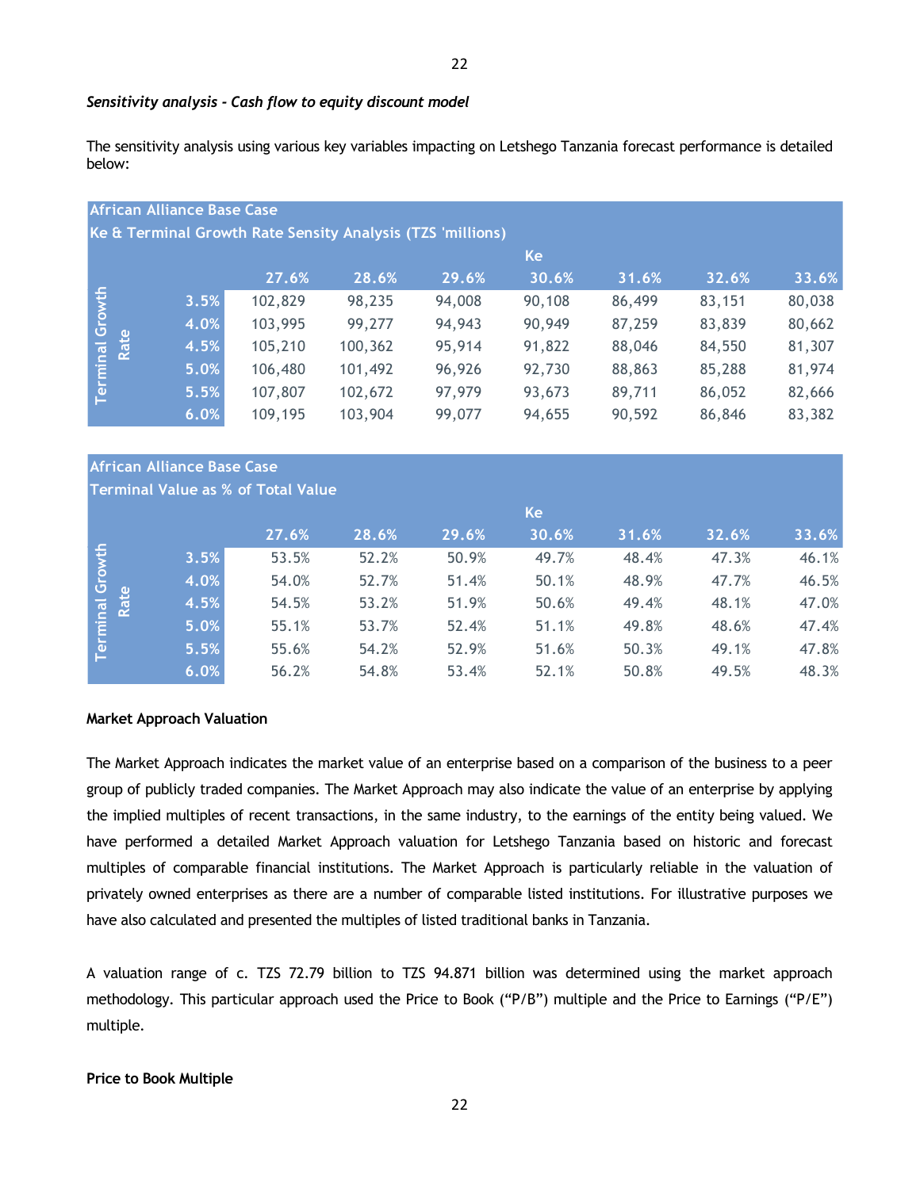*Sensitivity analysis - Cash flow to equity discount model*

The sensitivity analysis using various key variables impacting on Letshego Tanzania forecast performance is detailed below:

| African Alliance Base Case | | | | | | | | |
|---|---|---|---|---|---|---|---|---|
| Ke & Terminal Growth Rate Sensity Analysis (TZS 'millions) | | | | | | | | |
| | | Ke | | | | | | |
| | | 27.6% | 28.6% | 29.6% | 30.6% | 31.6% | 32.6% | 33.6% |
| Terminal Growth Rate | 3.5% | 102,829 | 98,235 | 94,008 | 90,108 | 86,499 | 83,151 | 80,038 |
| | 4.0% | 103,995 | 99,277 | 94,943 | 90,949 | 87,259 | 83,839 | 80,662 |
| | 4.5% | 105,210 | 100,362 | 95,914 | 91,822 | 88,046 | 84,550 | 81,307 |
| | 5.0% | 106,480 | 101,492 | 96,926 | 92,730 | 88,863 | 85,288 | 81,974 |
| | 5.5% | 107,807 | 102,672 | 97,979 | 93,673 | 89,711 | 86,052 | 82,666 |
| | 6.0% | 109,195 | 103,904 | 99,077 | 94,655 | 90,592 | 86,846 | 83,382 |

| African Alliance Base Case | | | | | | | | |
|---|---|---|---|---|---|---|---|---|
| Terminal Value as % of Total Value | | | | | | | | |
| | | Ke | | | | | | |
| | | 27.6% | 28.6% | 29.6% | 30.6% | 31.6% | 32.6% | 33.6% |
| Terminal Growth Rate | 3.5% | 53.5% | 52.2% | 50.9% | 49.7% | 48.4% | 47.3% | 46.1% |
| | 4.0% | 54.0% | 52.7% | 51.4% | 50.1% | 48.9% | 47.7% | 46.5% |
| | 4.5% | 54.5% | 53.2% | 51.9% | 50.6% | 49.4% | 48.1% | 47.0% |
| | 5.0% | 55.1% | 53.7% | 52.4% | 51.1% | 49.8% | 48.6% | 47.4% |
| | 5.5% | 55.6% | 54.2% | 52.9% | 51.6% | 50.3% | 49.1% | 47.8% |
| | 6.0% | 56.2% | 54.8% | 53.4% | 52.1% | 50.8% | 49.5% | 48.3% |

**Market Approach Valuation**

The Market Approach indicates the market value of an enterprise based on a comparison of the business to a peer group of publicly traded companies. The Market Approach may also indicate the value of an enterprise by applying the implied multiples of recent transactions, in the same industry, to the earnings of the entity being valued. We have performed a detailed Market Approach valuation for Letshego Tanzania based on historic and forecast multiples of comparable financial institutions. The Market Approach is particularly reliable in the valuation of privately owned enterprises as there are a number of comparable listed institutions. For illustrative purposes we have also calculated and presented the multiples of listed traditional banks in Tanzania.

A valuation range of c. TZS 72.79 billion to TZS 94.871 billion was determined using the market approach methodology. This particular approach used the Price to Book ("P/B") multiple and the Price to Earnings ("P/E") multiple.

**Price to Book Multiple**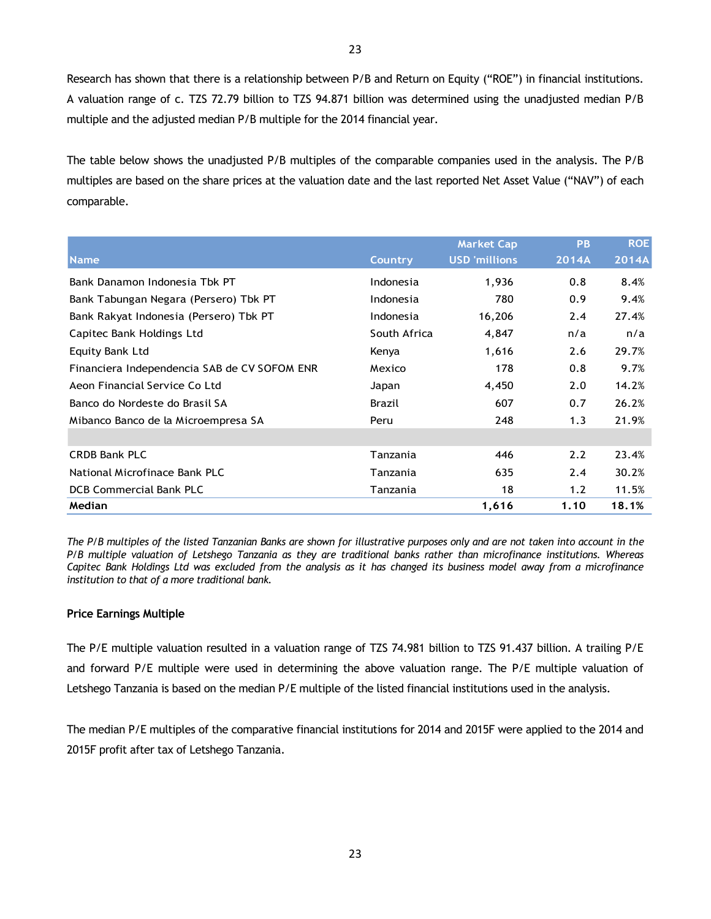Research has shown that there is a relationship between P/B and Return on Equity ("ROE") in financial institutions. A valuation range of c. TZS 72.79 billion to TZS 94.871 billion was determined using the unadjusted median P/B multiple and the adjusted median P/B multiple for the 2014 financial year.

The table below shows the unadjusted P/B multiples of the comparable companies used in the analysis. The P/B multiples are based on the share prices at the valuation date and the last reported Net Asset Value ("NAV") of each comparable.

| Name | Country | Market Cap USD 'millions | PB 2014A | ROE 2014A |
|---|---|---|---|---|
| Bank Danamon Indonesia Tbk PT | Indonesia | 1,936 | 0.8 | 8.4% |
| Bank Tabungan Negara (Persero) Tbk PT | Indonesia | 780 | 0.9 | 9.4% |
| Bank Rakyat Indonesia (Persero) Tbk PT | Indonesia | 16,206 | 2.4 | 27.4% |
| Capitec Bank Holdings Ltd | South Africa | 4,847 | n/a | n/a |
| Equity Bank Ltd | Kenya | 1,616 | 2.6 | 29.7% |
| Financiera Independencia SAB de CV SOFOM ENR | Mexico | 178 | 0.8 | 9.7% |
| Aeon Financial Service Co Ltd | Japan | 4,450 | 2.0 | 14.2% |
| Banco do Nordeste do Brasil SA | Brazil | 607 | 0.7 | 26.2% |
| Mibanco Banco de la Microempresa SA | Peru | 248 | 1.3 | 21.9% |
| | | | | |
| CRDB Bank PLC | Tanzania | 446 | 2.2 | 23.4% |
| National Microfinace Bank PLC | Tanzania | 635 | 2.4 | 30.2% |
| DCB Commercial Bank PLC | Tanzania | 18 | 1.2 | 11.5% |
| **Median** | | **1,616** | **1.10** | **18.1%** |

*The P/B multiples of the listed Tanzanian Banks are shown for illustrative purposes only and are not taken into account in the P/B multiple valuation of Letshego Tanzania as they are traditional banks rather than microfinance institutions. Whereas Capitec Bank Holdings Ltd was excluded from the analysis as it has changed its business model away from a microfinance institution to that of a more traditional bank.*

**Price Earnings Multiple**

The P/E multiple valuation resulted in a valuation range of TZS 74.981 billion to TZS 91.437 billion. A trailing P/E and forward P/E multiple were used in determining the above valuation range. The P/E multiple valuation of Letshego Tanzania is based on the median P/E multiple of the listed financial institutions used in the analysis.

The median P/E multiples of the comparative financial institutions for 2014 and 2015F were applied to the 2014 and 2015F profit after tax of Letshego Tanzania.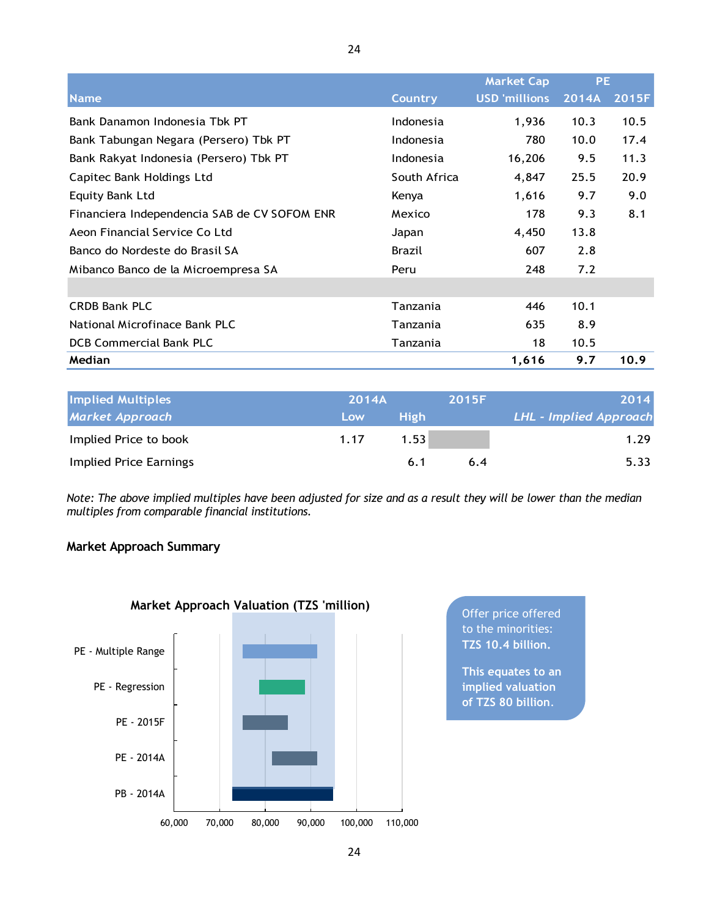| Name | Country | Market Cap USD 'millions | PE 2014A | PE 2015F |
|---|---|---|---|---|
| Bank Danamon Indonesia Tbk PT | Indonesia | 1,936 | 10.3 | 10.5 |
| Bank Tabungan Negara (Persero) Tbk PT | Indonesia | 780 | 10.0 | 17.4 |
| Bank Rakyat Indonesia (Persero) Tbk PT | Indonesia | 16,206 | 9.5 | 11.3 |
| Capitec Bank Holdings Ltd | South Africa | 4,847 | 25.5 | 20.9 |
| Equity Bank Ltd | Kenya | 1,616 | 9.7 | 9.0 |
| Financiera Independencia SAB de CV SOFOM ENR | Mexico | 178 | 9.3 | 8.1 |
| Aeon Financial Service Co Ltd | Japan | 4,450 | 13.8 | |
| Banco do Nordeste do Brasil SA | Brazil | 607 | 2.8 | |
| Mibanco Banco de la Microempresa SA | Peru | 248 | 7.2 | |
| | | | | |
| CRDB Bank PLC | Tanzania | 446 | 10.1 | |
| National Microfinace Bank PLC | Tanzania | 635 | 8.9 | |
| DCB Commercial Bank PLC | Tanzania | 18 | 10.5 | |
| **Median** | | **1,616** | **9.7** | **10.9** |

| Implied Multiples *Market Approach* | 2014A Low | 2014A High | 2015F | 2014 *LHL - Implied Approach* |
|---|---|---|---|---|
| Implied Price to book | 1.17 | 1.53 | | 1.29 |
| Implied Price Earnings | | 6.1 | 6.4 | 5.33 |

*Note: The above implied multiples have been adjusted for size and as a result they will be lower than the median multiples from comparable financial institutions.*

**Market Approach Summary**

**Market Approach Valuation (TZS 'million)**

| Method | Approx. range (TZS 'million) |
|---|---|
| PE - Multiple Range | ~75,000 – ~91,500 |
| PE - Regression | ~78,500 – ~88,500 |
| PE - 2015F | ~75,000 – ~85,000 |
| PE - 2014A | ~81,500 – ~91,500 |
| PB - 2014A | ~73,000 – ~95,000 |

Offer price offered to the minorities: **TZS 10.4 billion.**

This equates to an implied valuation of **TZS 80 billion.**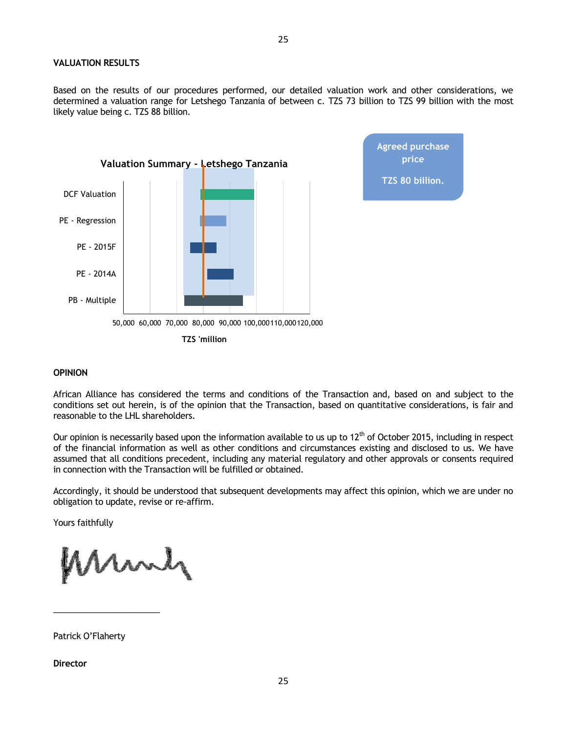**VALUATION RESULTS**

Based on the results of our procedures performed, our detailed valuation work and other considerations, we determined a valuation range for Letshego Tanzania of between c. TZS 73 billion to TZS 99 billion with the most likely value being c. TZS 88 billion.

**Valuation Summary - Letshego Tanzania**

DCF Valuation

PE - Regression

PE - 2015F

PE - 2014A

PB - Multiple

50,000 60,000 70,000 80,000 90,000 100,000 110,000 120,000

TZS 'million

Agreed purchase price

TZS 80 billion.

**OPINION**

African Alliance has considered the terms and conditions of the Transaction and, based on and subject to the conditions set out herein, is of the opinion that the Transaction, based on quantitative considerations, is fair and reasonable to the LHL shareholders.

Our opinion is necessarily based upon the information available to us up to 12th of October 2015, including in respect of the financial information as well as other conditions and circumstances existing and disclosed to us. We have assumed that all conditions precedent, including any material regulatory and other approvals or consents required in connection with the Transaction will be fulfilled or obtained.

Accordingly, it should be understood that subsequent developments may affect this opinion, which we are under no obligation to update, revise or re-affirm.

Yours faithfully

\_\_\_\_\_\_\_\_\_\_\_\_\_\_\_\_\_\_\_\_\_\_\_\_

Patrick O'Flaherty

**Director**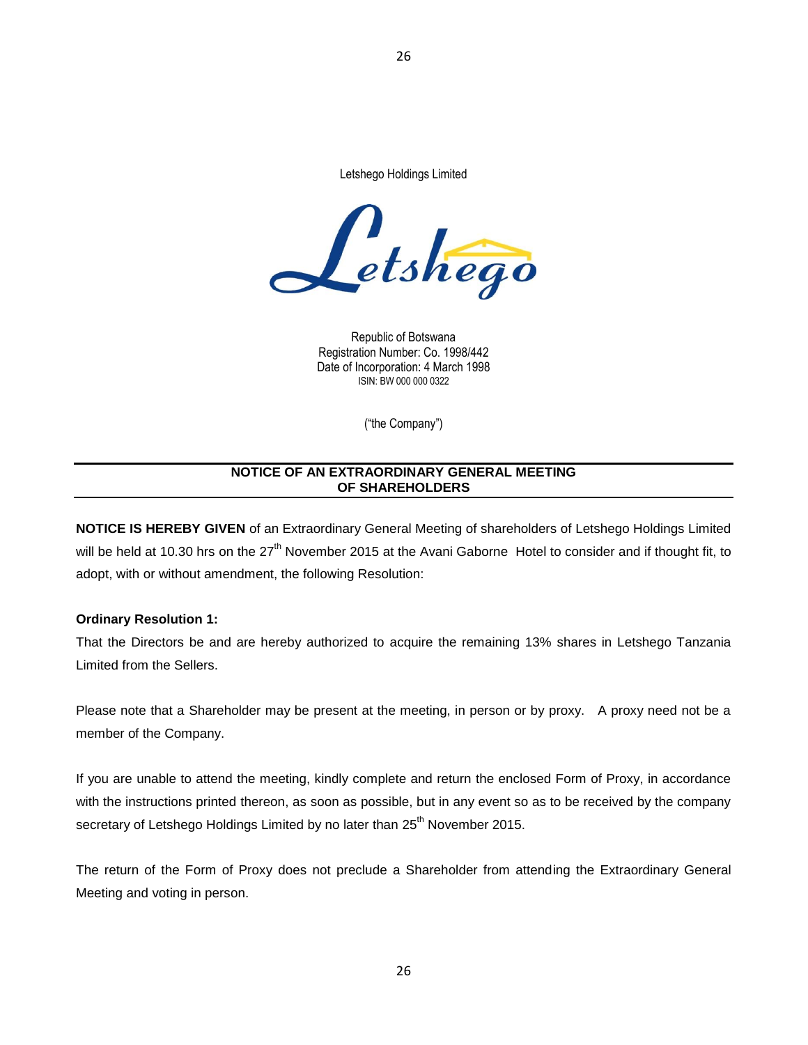Letshego Holdings Limited

Republic of Botswana
Registration Number: Co. 1998/442
Date of Incorporation: 4 March 1998
ISIN: BW 000 000 0322

("the Company")

## NOTICE OF AN EXTRAORDINARY GENERAL MEETING OF SHAREHOLDERS

**NOTICE IS HEREBY GIVEN** of an Extraordinary General Meeting of shareholders of Letshego Holdings Limited will be held at 10.30 hrs on the 27th November 2015 at the Avani Gaborne Hotel to consider and if thought fit, to adopt, with or without amendment, the following Resolution:

**Ordinary Resolution 1:**

That the Directors be and are hereby authorized to acquire the remaining 13% shares in Letshego Tanzania Limited from the Sellers.

Please note that a Shareholder may be present at the meeting, in person or by proxy. A proxy need not be a member of the Company.

If you are unable to attend the meeting, kindly complete and return the enclosed Form of Proxy, in accordance with the instructions printed thereon, as soon as possible, but in any event so as to be received by the company secretary of Letshego Holdings Limited by no later than 25th November 2015.

The return of the Form of Proxy does not preclude a Shareholder from attending the Extraordinary General Meeting and voting in person.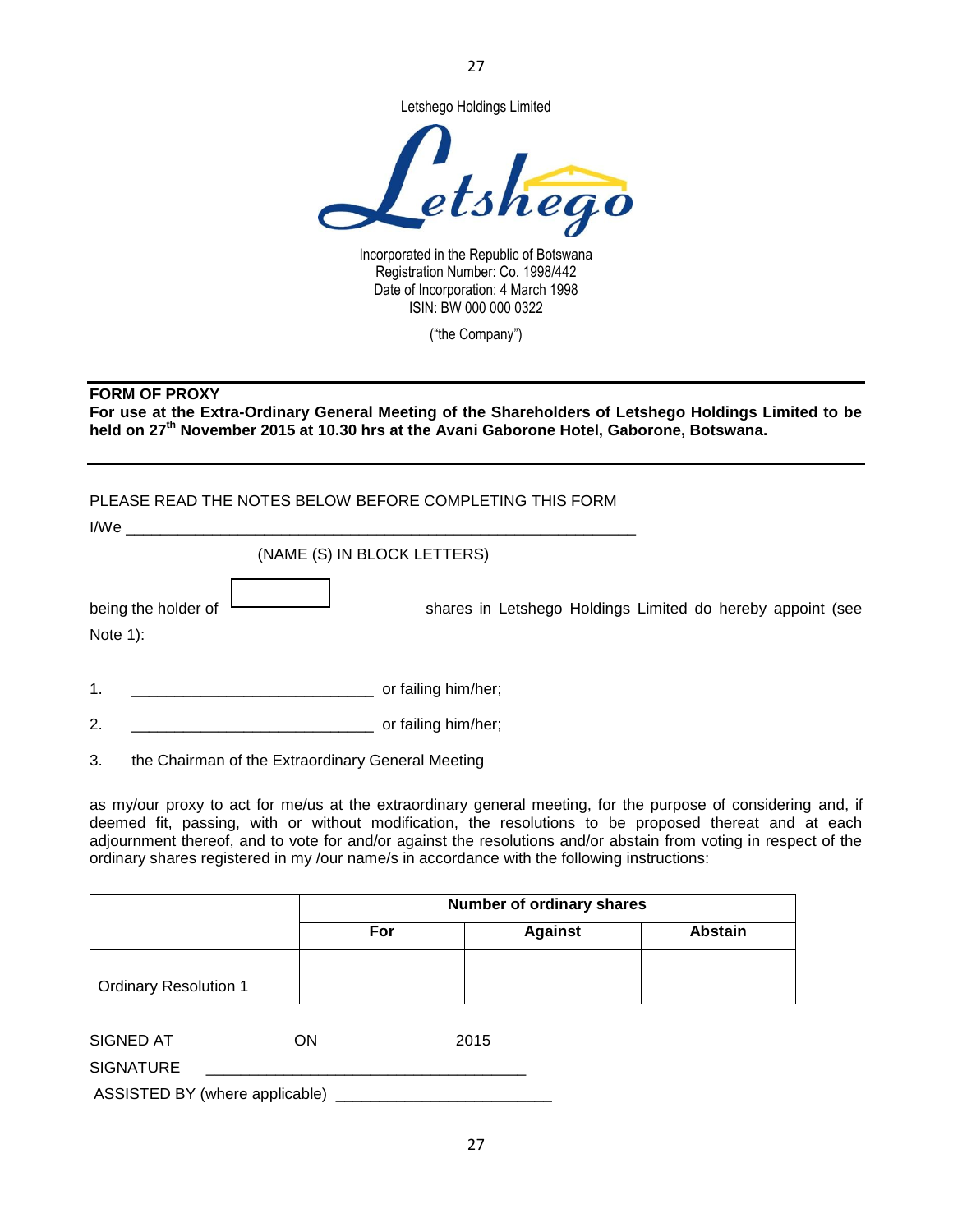Letshego Holdings Limited

Incorporated in the Republic of Botswana
Registration Number: Co. 1998/442
Date of Incorporation: 4 March 1998
ISIN: BW 000 000 0322

("the Company")

**FORM OF PROXY**

**For use at the Extra-Ordinary General Meeting of the Shareholders of Letshego Holdings Limited to be held on 27th November 2015 at 10.30 hrs at the Avani Gaborone Hotel, Gaborone, Botswana.**

PLEASE READ THE NOTES BELOW BEFORE COMPLETING THIS FORM

I/We ___________________________________________________________

(NAME (S) IN BLOCK LETTERS)

being the holder of [ ] shares in Letshego Holdings Limited do hereby appoint (see Note 1):

1. ____________________________ or failing him/her;
2. ____________________________ or failing him/her;
3. the Chairman of the Extraordinary General Meeting

as my/our proxy to act for me/us at the extraordinary general meeting, for the purpose of considering and, if deemed fit, passing, with or without modification, the resolutions to be proposed thereat and at each adjournment thereof, and to vote for and/or against the resolutions and/or abstain from voting in respect of the ordinary shares registered in my /our name/s in accordance with the following instructions:

| | Number of ordinary shares | | |
|---|---|---|---|
| | **For** | **Against** | **Abstain** |
| Ordinary Resolution 1 | | | |

SIGNED AT ON 2015

SIGNATURE _____________________________________

ASSISTED BY (where applicable) ________________________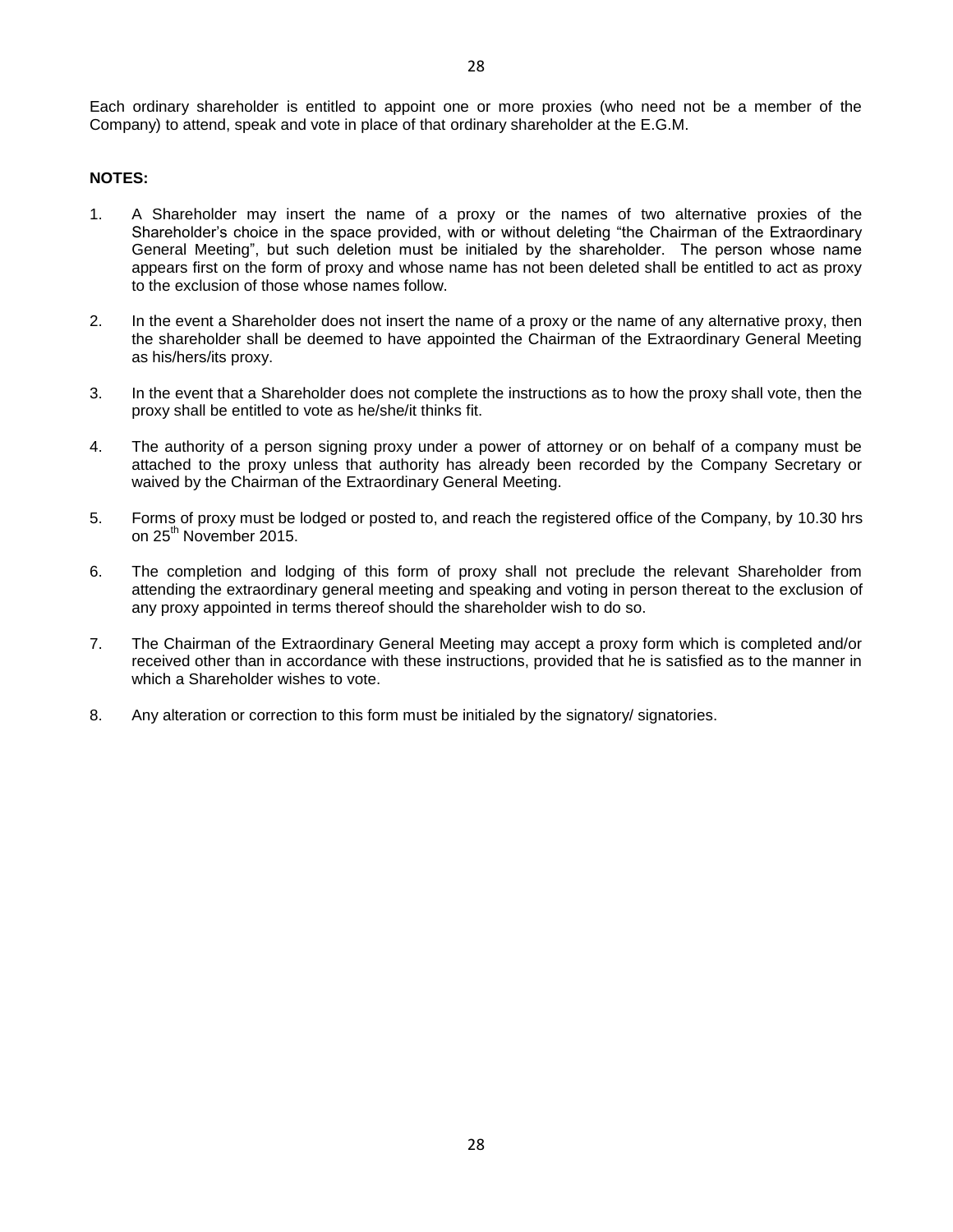Each ordinary shareholder is entitled to appoint one or more proxies (who need not be a member of the Company) to attend, speak and vote in place of that ordinary shareholder at the E.G.M.

**NOTES:**

1. A Shareholder may insert the name of a proxy or the names of two alternative proxies of the Shareholder's choice in the space provided, with or without deleting "the Chairman of the Extraordinary General Meeting", but such deletion must be initialed by the shareholder. The person whose name appears first on the form of proxy and whose name has not been deleted shall be entitled to act as proxy to the exclusion of those whose names follow.

2. In the event a Shareholder does not insert the name of a proxy or the name of any alternative proxy, then the shareholder shall be deemed to have appointed the Chairman of the Extraordinary General Meeting as his/hers/its proxy.

3. In the event that a Shareholder does not complete the instructions as to how the proxy shall vote, then the proxy shall be entitled to vote as he/she/it thinks fit.

4. The authority of a person signing proxy under a power of attorney or on behalf of a company must be attached to the proxy unless that authority has already been recorded by the Company Secretary or waived by the Chairman of the Extraordinary General Meeting.

5. Forms of proxy must be lodged or posted to, and reach the registered office of the Company, by 10.30 hrs on 25th November 2015.

6. The completion and lodging of this form of proxy shall not preclude the relevant Shareholder from attending the extraordinary general meeting and speaking and voting in person thereat to the exclusion of any proxy appointed in terms thereof should the shareholder wish to do so.

7. The Chairman of the Extraordinary General Meeting may accept a proxy form which is completed and/or received other than in accordance with these instructions, provided that he is satisfied as to the manner in which a Shareholder wishes to vote.

8. Any alteration or correction to this form must be initialed by the signatory/ signatories.